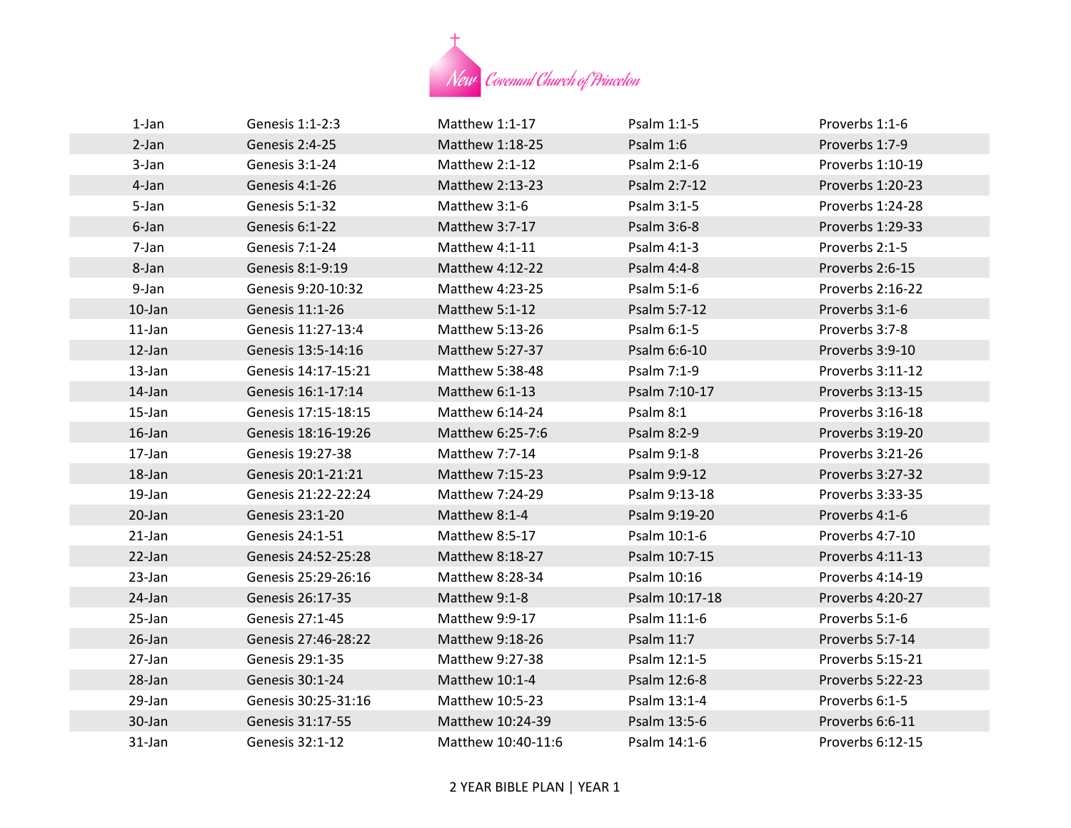| | | | | |
|---|---|---|---|---|
| 1-Jan | Genesis 1:1-2:3 | Matthew 1:1-17 | Psalm 1:1-5 | Proverbs 1:1-6 |
| 2-Jan | Genesis 2:4-25 | Matthew 1:18-25 | Psalm 1:6 | Proverbs 1:7-9 |
| 3-Jan | Genesis 3:1-24 | Matthew 2:1-12 | Psalm 2:1-6 | Proverbs 1:10-19 |
| 4-Jan | Genesis 4:1-26 | Matthew 2:13-23 | Psalm 2:7-12 | Proverbs 1:20-23 |
| 5-Jan | Genesis 5:1-32 | Matthew 3:1-6 | Psalm 3:1-5 | Proverbs 1:24-28 |
| 6-Jan | Genesis 6:1-22 | Matthew 3:7-17 | Psalm 3:6-8 | Proverbs 1:29-33 |
| 7-Jan | Genesis 7:1-24 | Matthew 4:1-11 | Psalm 4:1-3 | Proverbs 2:1-5 |
| 8-Jan | Genesis 8:1-9:19 | Matthew 4:12-22 | Psalm 4:4-8 | Proverbs 2:6-15 |
| 9-Jan | Genesis 9:20-10:32 | Matthew 4:23-25 | Psalm 5:1-6 | Proverbs 2:16-22 |
| 10-Jan | Genesis 11:1-26 | Matthew 5:1-12 | Psalm 5:7-12 | Proverbs 3:1-6 |
| 11-Jan | Genesis 11:27-13:4 | Matthew 5:13-26 | Psalm 6:1-5 | Proverbs 3:7-8 |
| 12-Jan | Genesis 13:5-14:16 | Matthew 5:27-37 | Psalm 6:6-10 | Proverbs 3:9-10 |
| 13-Jan | Genesis 14:17-15:21 | Matthew 5:38-48 | Psalm 7:1-9 | Proverbs 3:11-12 |
| 14-Jan | Genesis 16:1-17:14 | Matthew 6:1-13 | Psalm 7:10-17 | Proverbs 3:13-15 |
| 15-Jan | Genesis 17:15-18:15 | Matthew 6:14-24 | Psalm 8:1 | Proverbs 3:16-18 |
| 16-Jan | Genesis 18:16-19:26 | Matthew 6:25-7:6 | Psalm 8:2-9 | Proverbs 3:19-20 |
| 17-Jan | Genesis 19:27-38 | Matthew 7:7-14 | Psalm 9:1-8 | Proverbs 3:21-26 |
| 18-Jan | Genesis 20:1-21:21 | Matthew 7:15-23 | Psalm 9:9-12 | Proverbs 3:27-32 |
| 19-Jan | Genesis 21:22-22:24 | Matthew 7:24-29 | Psalm 9:13-18 | Proverbs 3:33-35 |
| 20-Jan | Genesis 23:1-20 | Matthew 8:1-4 | Psalm 9:19-20 | Proverbs 4:1-6 |
| 21-Jan | Genesis 24:1-51 | Matthew 8:5-17 | Psalm 10:1-6 | Proverbs 4:7-10 |
| 22-Jan | Genesis 24:52-25:28 | Matthew 8:18-27 | Psalm 10:7-15 | Proverbs 4:11-13 |
| 23-Jan | Genesis 25:29-26:16 | Matthew 8:28-34 | Psalm 10:16 | Proverbs 4:14-19 |
| 24-Jan | Genesis 26:17-35 | Matthew 9:1-8 | Psalm 10:17-18 | Proverbs 4:20-27 |
| 25-Jan | Genesis 27:1-45 | Matthew 9:9-17 | Psalm 11:1-6 | Proverbs 5:1-6 |
| 26-Jan | Genesis 27:46-28:22 | Matthew 9:18-26 | Psalm 11:7 | Proverbs 5:7-14 |
| 27-Jan | Genesis 29:1-35 | Matthew 9:27-38 | Psalm 12:1-5 | Proverbs 5:15-21 |
| 28-Jan | Genesis 30:1-24 | Matthew 10:1-4 | Psalm 12:6-8 | Proverbs 5:22-23 |
| 29-Jan | Genesis 30:25-31:16 | Matthew 10:5-23 | Psalm 13:1-4 | Proverbs 6:1-5 |
| 30-Jan | Genesis 31:17-55 | Matthew 10:24-39 | Psalm 13:5-6 | Proverbs 6:6-11 |
| 31-Jan | Genesis 32:1-12 | Matthew 10:40-11:6 | Psalm 14:1-6 | Proverbs 6:12-15 |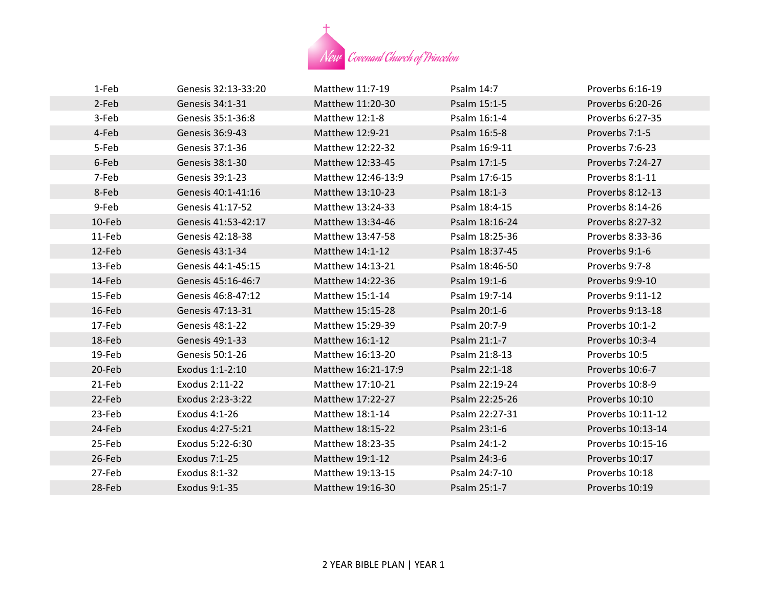New Covenant Church of Princeton

| | | | | |
|---|---|---|---|---|
| 1-Feb | Genesis 32:13-33:20 | Matthew 11:7-19 | Psalm 14:7 | Proverbs 6:16-19 |
| 2-Feb | Genesis 34:1-31 | Matthew 11:20-30 | Psalm 15:1-5 | Proverbs 6:20-26 |
| 3-Feb | Genesis 35:1-36:8 | Matthew 12:1-8 | Psalm 16:1-4 | Proverbs 6:27-35 |
| 4-Feb | Genesis 36:9-43 | Matthew 12:9-21 | Psalm 16:5-8 | Proverbs 7:1-5 |
| 5-Feb | Genesis 37:1-36 | Matthew 12:22-32 | Psalm 16:9-11 | Proverbs 7:6-23 |
| 6-Feb | Genesis 38:1-30 | Matthew 12:33-45 | Psalm 17:1-5 | Proverbs 7:24-27 |
| 7-Feb | Genesis 39:1-23 | Matthew 12:46-13:9 | Psalm 17:6-15 | Proverbs 8:1-11 |
| 8-Feb | Genesis 40:1-41:16 | Matthew 13:10-23 | Psalm 18:1-3 | Proverbs 8:12-13 |
| 9-Feb | Genesis 41:17-52 | Matthew 13:24-33 | Psalm 18:4-15 | Proverbs 8:14-26 |
| 10-Feb | Genesis 41:53-42:17 | Matthew 13:34-46 | Psalm 18:16-24 | Proverbs 8:27-32 |
| 11-Feb | Genesis 42:18-38 | Matthew 13:47-58 | Psalm 18:25-36 | Proverbs 8:33-36 |
| 12-Feb | Genesis 43:1-34 | Matthew 14:1-12 | Psalm 18:37-45 | Proverbs 9:1-6 |
| 13-Feb | Genesis 44:1-45:15 | Matthew 14:13-21 | Psalm 18:46-50 | Proverbs 9:7-8 |
| 14-Feb | Genesis 45:16-46:7 | Matthew 14:22-36 | Psalm 19:1-6 | Proverbs 9:9-10 |
| 15-Feb | Genesis 46:8-47:12 | Matthew 15:1-14 | Psalm 19:7-14 | Proverbs 9:11-12 |
| 16-Feb | Genesis 47:13-31 | Matthew 15:15-28 | Psalm 20:1-6 | Proverbs 9:13-18 |
| 17-Feb | Genesis 48:1-22 | Matthew 15:29-39 | Psalm 20:7-9 | Proverbs 10:1-2 |
| 18-Feb | Genesis 49:1-33 | Matthew 16:1-12 | Psalm 21:1-7 | Proverbs 10:3-4 |
| 19-Feb | Genesis 50:1-26 | Matthew 16:13-20 | Psalm 21:8-13 | Proverbs 10:5 |
| 20-Feb | Exodus 1:1-2:10 | Matthew 16:21-17:9 | Psalm 22:1-18 | Proverbs 10:6-7 |
| 21-Feb | Exodus 2:11-22 | Matthew 17:10-21 | Psalm 22:19-24 | Proverbs 10:8-9 |
| 22-Feb | Exodus 2:23-3:22 | Matthew 17:22-27 | Psalm 22:25-26 | Proverbs 10:10 |
| 23-Feb | Exodus 4:1-26 | Matthew 18:1-14 | Psalm 22:27-31 | Proverbs 10:11-12 |
| 24-Feb | Exodus 4:27-5:21 | Matthew 18:15-22 | Psalm 23:1-6 | Proverbs 10:13-14 |
| 25-Feb | Exodus 5:22-6:30 | Matthew 18:23-35 | Psalm 24:1-2 | Proverbs 10:15-16 |
| 26-Feb | Exodus 7:1-25 | Matthew 19:1-12 | Psalm 24:3-6 | Proverbs 10:17 |
| 27-Feb | Exodus 8:1-32 | Matthew 19:13-15 | Psalm 24:7-10 | Proverbs 10:18 |
| 28-Feb | Exodus 9:1-35 | Matthew 19:16-30 | Psalm 25:1-7 | Proverbs 10:19 |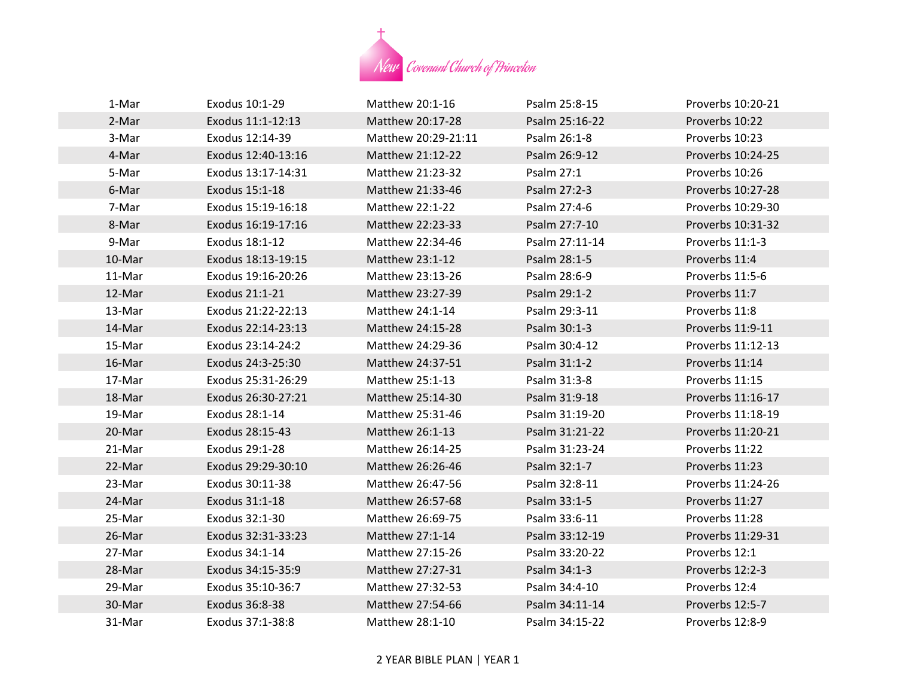New Covenant Church of Princeton

| | | | | |
|---|---|---|---|---|
| 1-Mar | Exodus 10:1-29 | Matthew 20:1-16 | Psalm 25:8-15 | Proverbs 10:20-21 |
| 2-Mar | Exodus 11:1-12:13 | Matthew 20:17-28 | Psalm 25:16-22 | Proverbs 10:22 |
| 3-Mar | Exodus 12:14-39 | Matthew 20:29-21:11 | Psalm 26:1-8 | Proverbs 10:23 |
| 4-Mar | Exodus 12:40-13:16 | Matthew 21:12-22 | Psalm 26:9-12 | Proverbs 10:24-25 |
| 5-Mar | Exodus 13:17-14:31 | Matthew 21:23-32 | Psalm 27:1 | Proverbs 10:26 |
| 6-Mar | Exodus 15:1-18 | Matthew 21:33-46 | Psalm 27:2-3 | Proverbs 10:27-28 |
| 7-Mar | Exodus 15:19-16:18 | Matthew 22:1-22 | Psalm 27:4-6 | Proverbs 10:29-30 |
| 8-Mar | Exodus 16:19-17:16 | Matthew 22:23-33 | Psalm 27:7-10 | Proverbs 10:31-32 |
| 9-Mar | Exodus 18:1-12 | Matthew 22:34-46 | Psalm 27:11-14 | Proverbs 11:1-3 |
| 10-Mar | Exodus 18:13-19:15 | Matthew 23:1-12 | Psalm 28:1-5 | Proverbs 11:4 |
| 11-Mar | Exodus 19:16-20:26 | Matthew 23:13-26 | Psalm 28:6-9 | Proverbs 11:5-6 |
| 12-Mar | Exodus 21:1-21 | Matthew 23:27-39 | Psalm 29:1-2 | Proverbs 11:7 |
| 13-Mar | Exodus 21:22-22:13 | Matthew 24:1-14 | Psalm 29:3-11 | Proverbs 11:8 |
| 14-Mar | Exodus 22:14-23:13 | Matthew 24:15-28 | Psalm 30:1-3 | Proverbs 11:9-11 |
| 15-Mar | Exodus 23:14-24:2 | Matthew 24:29-36 | Psalm 30:4-12 | Proverbs 11:12-13 |
| 16-Mar | Exodus 24:3-25:30 | Matthew 24:37-51 | Psalm 31:1-2 | Proverbs 11:14 |
| 17-Mar | Exodus 25:31-26:29 | Matthew 25:1-13 | Psalm 31:3-8 | Proverbs 11:15 |
| 18-Mar | Exodus 26:30-27:21 | Matthew 25:14-30 | Psalm 31:9-18 | Proverbs 11:16-17 |
| 19-Mar | Exodus 28:1-14 | Matthew 25:31-46 | Psalm 31:19-20 | Proverbs 11:18-19 |
| 20-Mar | Exodus 28:15-43 | Matthew 26:1-13 | Psalm 31:21-22 | Proverbs 11:20-21 |
| 21-Mar | Exodus 29:1-28 | Matthew 26:14-25 | Psalm 31:23-24 | Proverbs 11:22 |
| 22-Mar | Exodus 29:29-30:10 | Matthew 26:26-46 | Psalm 32:1-7 | Proverbs 11:23 |
| 23-Mar | Exodus 30:11-38 | Matthew 26:47-56 | Psalm 32:8-11 | Proverbs 11:24-26 |
| 24-Mar | Exodus 31:1-18 | Matthew 26:57-68 | Psalm 33:1-5 | Proverbs 11:27 |
| 25-Mar | Exodus 32:1-30 | Matthew 26:69-75 | Psalm 33:6-11 | Proverbs 11:28 |
| 26-Mar | Exodus 32:31-33:23 | Matthew 27:1-14 | Psalm 33:12-19 | Proverbs 11:29-31 |
| 27-Mar | Exodus 34:1-14 | Matthew 27:15-26 | Psalm 33:20-22 | Proverbs 12:1 |
| 28-Mar | Exodus 34:15-35:9 | Matthew 27:27-31 | Psalm 34:1-3 | Proverbs 12:2-3 |
| 29-Mar | Exodus 35:10-36:7 | Matthew 27:32-53 | Psalm 34:4-10 | Proverbs 12:4 |
| 30-Mar | Exodus 36:8-38 | Matthew 27:54-66 | Psalm 34:11-14 | Proverbs 12:5-7 |
| 31-Mar | Exodus 37:1-38:8 | Matthew 28:1-10 | Psalm 34:15-22 | Proverbs 12:8-9 |

2 YEAR BIBLE PLAN | YEAR 1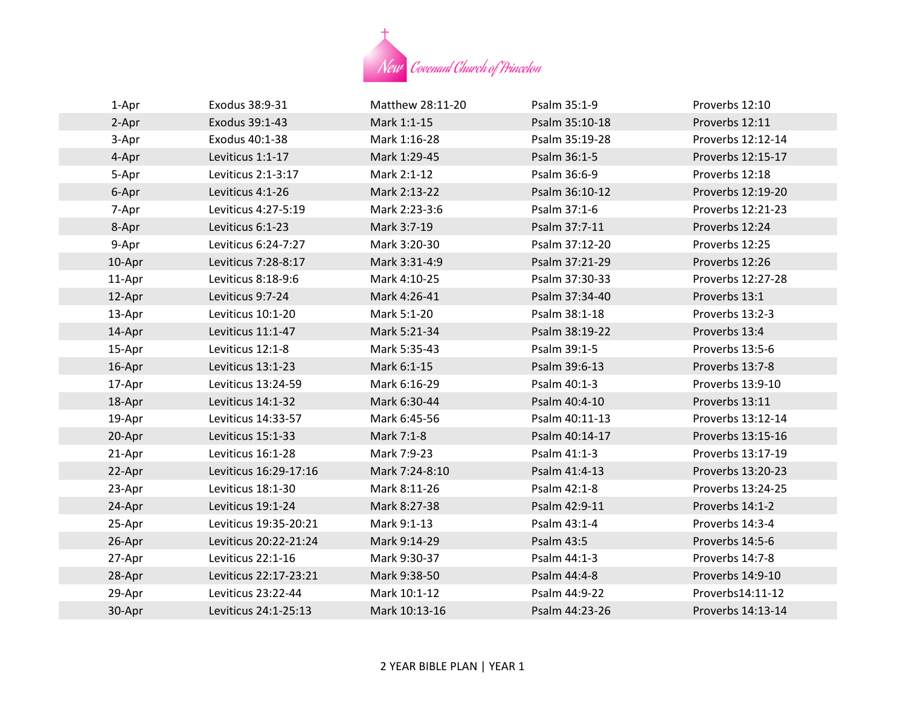| 1-Apr | Exodus 38:9-31 | Matthew 28:11-20 | Psalm 35:1-9 | Proverbs 12:10 |
|---|---|---|---|---|
| 2-Apr | Exodus 39:1-43 | Mark 1:1-15 | Psalm 35:10-18 | Proverbs 12:11 |
| 3-Apr | Exodus 40:1-38 | Mark 1:16-28 | Psalm 35:19-28 | Proverbs 12:12-14 |
| 4-Apr | Leviticus 1:1-17 | Mark 1:29-45 | Psalm 36:1-5 | Proverbs 12:15-17 |
| 5-Apr | Leviticus 2:1-3:17 | Mark 2:1-12 | Psalm 36:6-9 | Proverbs 12:18 |
| 6-Apr | Leviticus 4:1-26 | Mark 2:13-22 | Psalm 36:10-12 | Proverbs 12:19-20 |
| 7-Apr | Leviticus 4:27-5:19 | Mark 2:23-3:6 | Psalm 37:1-6 | Proverbs 12:21-23 |
| 8-Apr | Leviticus 6:1-23 | Mark 3:7-19 | Psalm 37:7-11 | Proverbs 12:24 |
| 9-Apr | Leviticus 6:24-7:27 | Mark 3:20-30 | Psalm 37:12-20 | Proverbs 12:25 |
| 10-Apr | Leviticus 7:28-8:17 | Mark 3:31-4:9 | Psalm 37:21-29 | Proverbs 12:26 |
| 11-Apr | Leviticus 8:18-9:6 | Mark 4:10-25 | Psalm 37:30-33 | Proverbs 12:27-28 |
| 12-Apr | Leviticus 9:7-24 | Mark 4:26-41 | Psalm 37:34-40 | Proverbs 13:1 |
| 13-Apr | Leviticus 10:1-20 | Mark 5:1-20 | Psalm 38:1-18 | Proverbs 13:2-3 |
| 14-Apr | Leviticus 11:1-47 | Mark 5:21-34 | Psalm 38:19-22 | Proverbs 13:4 |
| 15-Apr | Leviticus 12:1-8 | Mark 5:35-43 | Psalm 39:1-5 | Proverbs 13:5-6 |
| 16-Apr | Leviticus 13:1-23 | Mark 6:1-15 | Psalm 39:6-13 | Proverbs 13:7-8 |
| 17-Apr | Leviticus 13:24-59 | Mark 6:16-29 | Psalm 40:1-3 | Proverbs 13:9-10 |
| 18-Apr | Leviticus 14:1-32 | Mark 6:30-44 | Psalm 40:4-10 | Proverbs 13:11 |
| 19-Apr | Leviticus 14:33-57 | Mark 6:45-56 | Psalm 40:11-13 | Proverbs 13:12-14 |
| 20-Apr | Leviticus 15:1-33 | Mark 7:1-8 | Psalm 40:14-17 | Proverbs 13:15-16 |
| 21-Apr | Leviticus 16:1-28 | Mark 7:9-23 | Psalm 41:1-3 | Proverbs 13:17-19 |
| 22-Apr | Leviticus 16:29-17:16 | Mark 7:24-8:10 | Psalm 41:4-13 | Proverbs 13:20-23 |
| 23-Apr | Leviticus 18:1-30 | Mark 8:11-26 | Psalm 42:1-8 | Proverbs 13:24-25 |
| 24-Apr | Leviticus 19:1-24 | Mark 8:27-38 | Psalm 42:9-11 | Proverbs 14:1-2 |
| 25-Apr | Leviticus 19:35-20:21 | Mark 9:1-13 | Psalm 43:1-4 | Proverbs 14:3-4 |
| 26-Apr | Leviticus 20:22-21:24 | Mark 9:14-29 | Psalm 43:5 | Proverbs 14:5-6 |
| 27-Apr | Leviticus 22:1-16 | Mark 9:30-37 | Psalm 44:1-3 | Proverbs 14:7-8 |
| 28-Apr | Leviticus 22:17-23:21 | Mark 9:38-50 | Psalm 44:4-8 | Proverbs 14:9-10 |
| 29-Apr | Leviticus 23:22-44 | Mark 10:1-12 | Psalm 44:9-22 | Proverbs14:11-12 |
| 30-Apr | Leviticus 24:1-25:13 | Mark 10:13-16 | Psalm 44:23-26 | Proverbs 14:13-14 |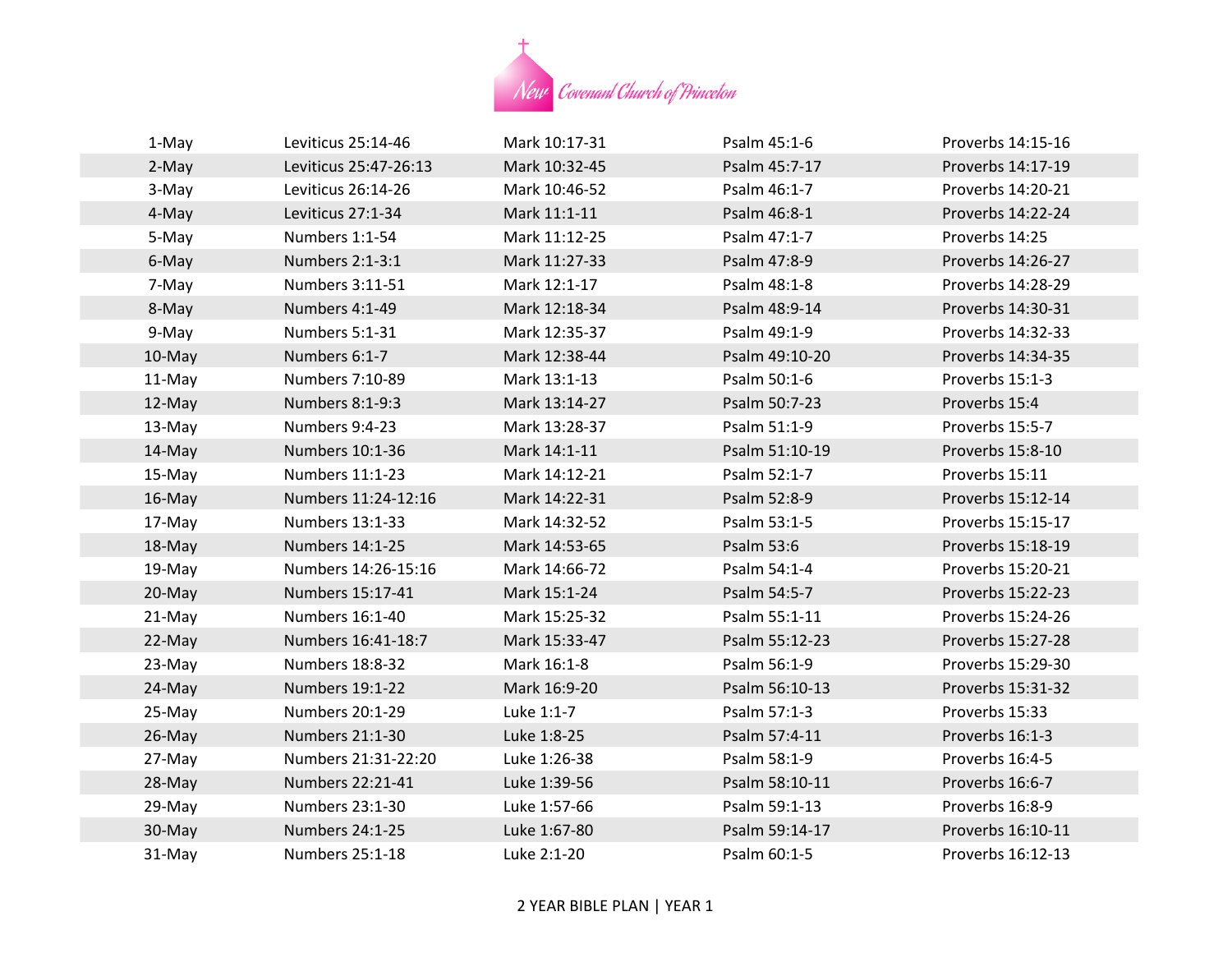| | | | | |
|---|---|---|---|---|
| 1-May | Leviticus 25:14-46 | Mark 10:17-31 | Psalm 45:1-6 | Proverbs 14:15-16 |
| 2-May | Leviticus 25:47-26:13 | Mark 10:32-45 | Psalm 45:7-17 | Proverbs 14:17-19 |
| 3-May | Leviticus 26:14-26 | Mark 10:46-52 | Psalm 46:1-7 | Proverbs 14:20-21 |
| 4-May | Leviticus 27:1-34 | Mark 11:1-11 | Psalm 46:8-1 | Proverbs 14:22-24 |
| 5-May | Numbers 1:1-54 | Mark 11:12-25 | Psalm 47:1-7 | Proverbs 14:25 |
| 6-May | Numbers 2:1-3:1 | Mark 11:27-33 | Psalm 47:8-9 | Proverbs 14:26-27 |
| 7-May | Numbers 3:11-51 | Mark 12:1-17 | Psalm 48:1-8 | Proverbs 14:28-29 |
| 8-May | Numbers 4:1-49 | Mark 12:18-34 | Psalm 48:9-14 | Proverbs 14:30-31 |
| 9-May | Numbers 5:1-31 | Mark 12:35-37 | Psalm 49:1-9 | Proverbs 14:32-33 |
| 10-May | Numbers 6:1-7 | Mark 12:38-44 | Psalm 49:10-20 | Proverbs 14:34-35 |
| 11-May | Numbers 7:10-89 | Mark 13:1-13 | Psalm 50:1-6 | Proverbs 15:1-3 |
| 12-May | Numbers 8:1-9:3 | Mark 13:14-27 | Psalm 50:7-23 | Proverbs 15:4 |
| 13-May | Numbers 9:4-23 | Mark 13:28-37 | Psalm 51:1-9 | Proverbs 15:5-7 |
| 14-May | Numbers 10:1-36 | Mark 14:1-11 | Psalm 51:10-19 | Proverbs 15:8-10 |
| 15-May | Numbers 11:1-23 | Mark 14:12-21 | Psalm 52:1-7 | Proverbs 15:11 |
| 16-May | Numbers 11:24-12:16 | Mark 14:22-31 | Psalm 52:8-9 | Proverbs 15:12-14 |
| 17-May | Numbers 13:1-33 | Mark 14:32-52 | Psalm 53:1-5 | Proverbs 15:15-17 |
| 18-May | Numbers 14:1-25 | Mark 14:53-65 | Psalm 53:6 | Proverbs 15:18-19 |
| 19-May | Numbers 14:26-15:16 | Mark 14:66-72 | Psalm 54:1-4 | Proverbs 15:20-21 |
| 20-May | Numbers 15:17-41 | Mark 15:1-24 | Psalm 54:5-7 | Proverbs 15:22-23 |
| 21-May | Numbers 16:1-40 | Mark 15:25-32 | Psalm 55:1-11 | Proverbs 15:24-26 |
| 22-May | Numbers 16:41-18:7 | Mark 15:33-47 | Psalm 55:12-23 | Proverbs 15:27-28 |
| 23-May | Numbers 18:8-32 | Mark 16:1-8 | Psalm 56:1-9 | Proverbs 15:29-30 |
| 24-May | Numbers 19:1-22 | Mark 16:9-20 | Psalm 56:10-13 | Proverbs 15:31-32 |
| 25-May | Numbers 20:1-29 | Luke 1:1-7 | Psalm 57:1-3 | Proverbs 15:33 |
| 26-May | Numbers 21:1-30 | Luke 1:8-25 | Psalm 57:4-11 | Proverbs 16:1-3 |
| 27-May | Numbers 21:31-22:20 | Luke 1:26-38 | Psalm 58:1-9 | Proverbs 16:4-5 |
| 28-May | Numbers 22:21-41 | Luke 1:39-56 | Psalm 58:10-11 | Proverbs 16:6-7 |
| 29-May | Numbers 23:1-30 | Luke 1:57-66 | Psalm 59:1-13 | Proverbs 16:8-9 |
| 30-May | Numbers 24:1-25 | Luke 1:67-80 | Psalm 59:14-17 | Proverbs 16:10-11 |
| 31-May | Numbers 25:1-18 | Luke 2:1-20 | Psalm 60:1-5 | Proverbs 16:12-13 |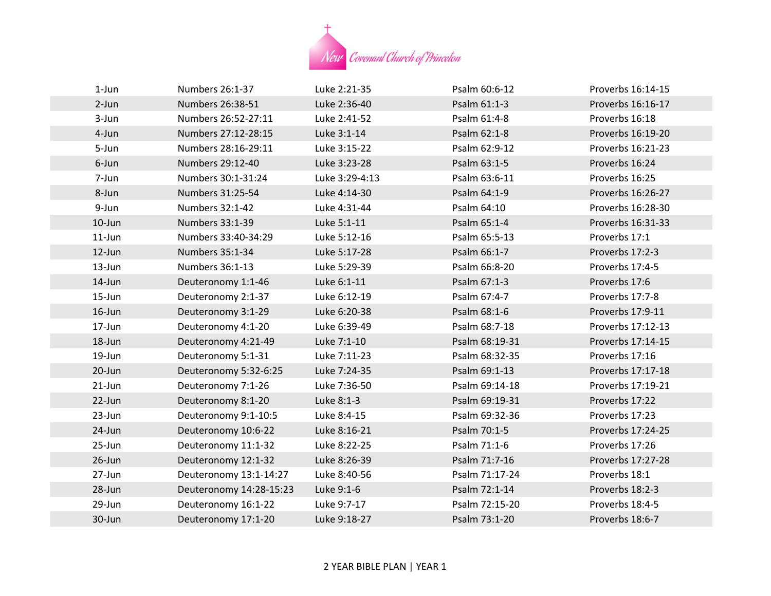New Covenant Church of Princeton

| | | | | |
|---|---|---|---|---|
| 1-Jun | Numbers 26:1-37 | Luke 2:21-35 | Psalm 60:6-12 | Proverbs 16:14-15 |
| 2-Jun | Numbers 26:38-51 | Luke 2:36-40 | Psalm 61:1-3 | Proverbs 16:16-17 |
| 3-Jun | Numbers 26:52-27:11 | Luke 2:41-52 | Psalm 61:4-8 | Proverbs 16:18 |
| 4-Jun | Numbers 27:12-28:15 | Luke 3:1-14 | Psalm 62:1-8 | Proverbs 16:19-20 |
| 5-Jun | Numbers 28:16-29:11 | Luke 3:15-22 | Psalm 62:9-12 | Proverbs 16:21-23 |
| 6-Jun | Numbers 29:12-40 | Luke 3:23-28 | Psalm 63:1-5 | Proverbs 16:24 |
| 7-Jun | Numbers 30:1-31:24 | Luke 3:29-4:13 | Psalm 63:6-11 | Proverbs 16:25 |
| 8-Jun | Numbers 31:25-54 | Luke 4:14-30 | Psalm 64:1-9 | Proverbs 16:26-27 |
| 9-Jun | Numbers 32:1-42 | Luke 4:31-44 | Psalm 64:10 | Proverbs 16:28-30 |
| 10-Jun | Numbers 33:1-39 | Luke 5:1-11 | Psalm 65:1-4 | Proverbs 16:31-33 |
| 11-Jun | Numbers 33:40-34:29 | Luke 5:12-16 | Psalm 65:5-13 | Proverbs 17:1 |
| 12-Jun | Numbers 35:1-34 | Luke 5:17-28 | Psalm 66:1-7 | Proverbs 17:2-3 |
| 13-Jun | Numbers 36:1-13 | Luke 5:29-39 | Psalm 66:8-20 | Proverbs 17:4-5 |
| 14-Jun | Deuteronomy 1:1-46 | Luke 6:1-11 | Psalm 67:1-3 | Proverbs 17:6 |
| 15-Jun | Deuteronomy 2:1-37 | Luke 6:12-19 | Psalm 67:4-7 | Proverbs 17:7-8 |
| 16-Jun | Deuteronomy 3:1-29 | Luke 6:20-38 | Psalm 68:1-6 | Proverbs 17:9-11 |
| 17-Jun | Deuteronomy 4:1-20 | Luke 6:39-49 | Psalm 68:7-18 | Proverbs 17:12-13 |
| 18-Jun | Deuteronomy 4:21-49 | Luke 7:1-10 | Psalm 68:19-31 | Proverbs 17:14-15 |
| 19-Jun | Deuteronomy 5:1-31 | Luke 7:11-23 | Psalm 68:32-35 | Proverbs 17:16 |
| 20-Jun | Deuteronomy 5:32-6:25 | Luke 7:24-35 | Psalm 69:1-13 | Proverbs 17:17-18 |
| 21-Jun | Deuteronomy 7:1-26 | Luke 7:36-50 | Psalm 69:14-18 | Proverbs 17:19-21 |
| 22-Jun | Deuteronomy 8:1-20 | Luke 8:1-3 | Psalm 69:19-31 | Proverbs 17:22 |
| 23-Jun | Deuteronomy 9:1-10:5 | Luke 8:4-15 | Psalm 69:32-36 | Proverbs 17:23 |
| 24-Jun | Deuteronomy 10:6-22 | Luke 8:16-21 | Psalm 70:1-5 | Proverbs 17:24-25 |
| 25-Jun | Deuteronomy 11:1-32 | Luke 8:22-25 | Psalm 71:1-6 | Proverbs 17:26 |
| 26-Jun | Deuteronomy 12:1-32 | Luke 8:26-39 | Psalm 71:7-16 | Proverbs 17:27-28 |
| 27-Jun | Deuteronomy 13:1-14:27 | Luke 8:40-56 | Psalm 71:17-24 | Proverbs 18:1 |
| 28-Jun | Deuteronomy 14:28-15:23 | Luke 9:1-6 | Psalm 72:1-14 | Proverbs 18:2-3 |
| 29-Jun | Deuteronomy 16:1-22 | Luke 9:7-17 | Psalm 72:15-20 | Proverbs 18:4-5 |
| 30-Jun | Deuteronomy 17:1-20 | Luke 9:18-27 | Psalm 73:1-20 | Proverbs 18:6-7 |

2 YEAR BIBLE PLAN | YEAR 1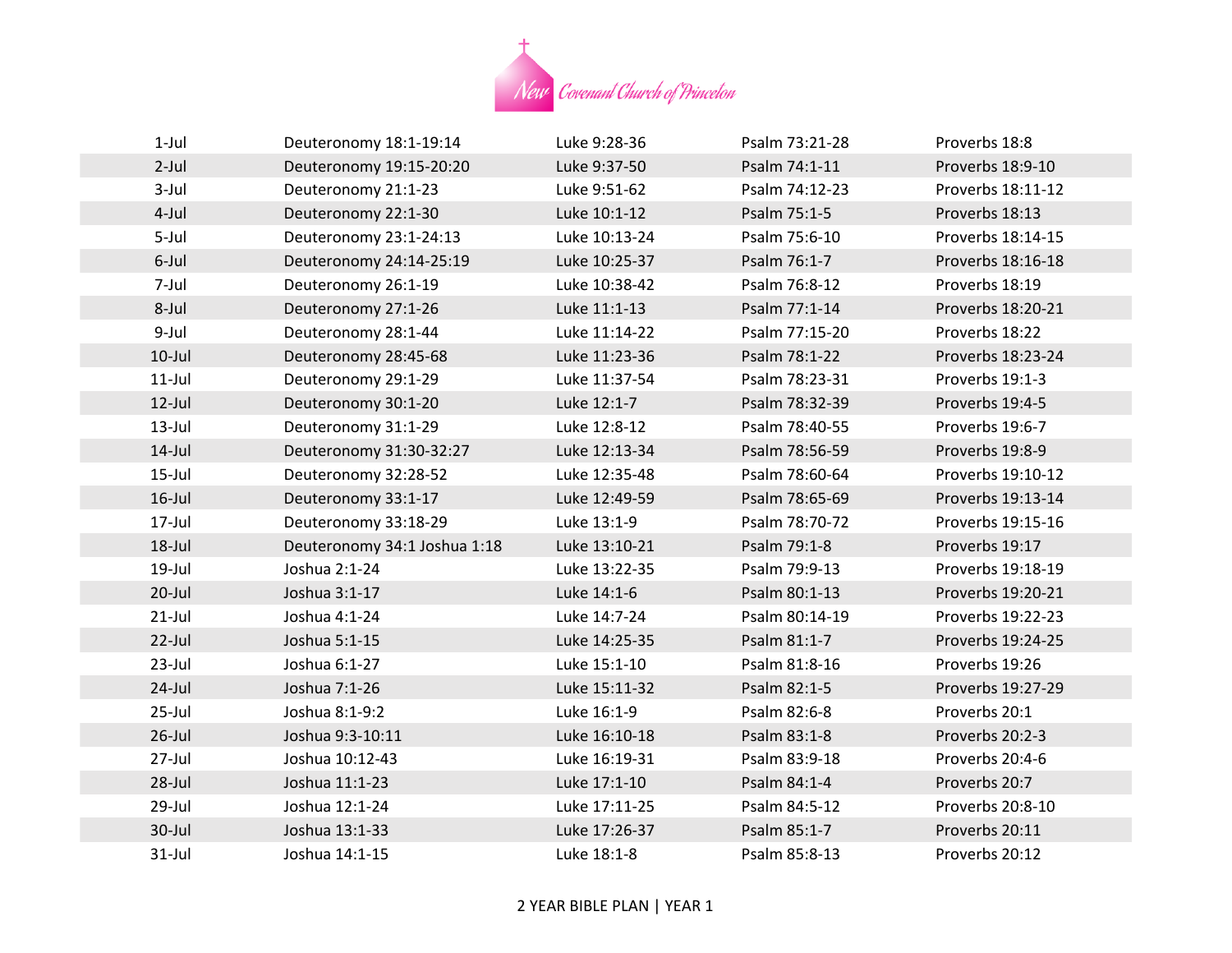| 1-Jul | Deuteronomy 18:1-19:14 | Luke 9:28-36 | Psalm 73:21-28 | Proverbs 18:8 |
|---|---|---|---|---|
| 2-Jul | Deuteronomy 19:15-20:20 | Luke 9:37-50 | Psalm 74:1-11 | Proverbs 18:9-10 |
| 3-Jul | Deuteronomy 21:1-23 | Luke 9:51-62 | Psalm 74:12-23 | Proverbs 18:11-12 |
| 4-Jul | Deuteronomy 22:1-30 | Luke 10:1-12 | Psalm 75:1-5 | Proverbs 18:13 |
| 5-Jul | Deuteronomy 23:1-24:13 | Luke 10:13-24 | Psalm 75:6-10 | Proverbs 18:14-15 |
| 6-Jul | Deuteronomy 24:14-25:19 | Luke 10:25-37 | Psalm 76:1-7 | Proverbs 18:16-18 |
| 7-Jul | Deuteronomy 26:1-19 | Luke 10:38-42 | Psalm 76:8-12 | Proverbs 18:19 |
| 8-Jul | Deuteronomy 27:1-26 | Luke 11:1-13 | Psalm 77:1-14 | Proverbs 18:20-21 |
| 9-Jul | Deuteronomy 28:1-44 | Luke 11:14-22 | Psalm 77:15-20 | Proverbs 18:22 |
| 10-Jul | Deuteronomy 28:45-68 | Luke 11:23-36 | Psalm 78:1-22 | Proverbs 18:23-24 |
| 11-Jul | Deuteronomy 29:1-29 | Luke 11:37-54 | Psalm 78:23-31 | Proverbs 19:1-3 |
| 12-Jul | Deuteronomy 30:1-20 | Luke 12:1-7 | Psalm 78:32-39 | Proverbs 19:4-5 |
| 13-Jul | Deuteronomy 31:1-29 | Luke 12:8-12 | Psalm 78:40-55 | Proverbs 19:6-7 |
| 14-Jul | Deuteronomy 31:30-32:27 | Luke 12:13-34 | Psalm 78:56-59 | Proverbs 19:8-9 |
| 15-Jul | Deuteronomy 32:28-52 | Luke 12:35-48 | Psalm 78:60-64 | Proverbs 19:10-12 |
| 16-Jul | Deuteronomy 33:1-17 | Luke 12:49-59 | Psalm 78:65-69 | Proverbs 19:13-14 |
| 17-Jul | Deuteronomy 33:18-29 | Luke 13:1-9 | Psalm 78:70-72 | Proverbs 19:15-16 |
| 18-Jul | Deuteronomy 34:1 Joshua 1:18 | Luke 13:10-21 | Psalm 79:1-8 | Proverbs 19:17 |
| 19-Jul | Joshua 2:1-24 | Luke 13:22-35 | Psalm 79:9-13 | Proverbs 19:18-19 |
| 20-Jul | Joshua 3:1-17 | Luke 14:1-6 | Psalm 80:1-13 | Proverbs 19:20-21 |
| 21-Jul | Joshua 4:1-24 | Luke 14:7-24 | Psalm 80:14-19 | Proverbs 19:22-23 |
| 22-Jul | Joshua 5:1-15 | Luke 14:25-35 | Psalm 81:1-7 | Proverbs 19:24-25 |
| 23-Jul | Joshua 6:1-27 | Luke 15:1-10 | Psalm 81:8-16 | Proverbs 19:26 |
| 24-Jul | Joshua 7:1-26 | Luke 15:11-32 | Psalm 82:1-5 | Proverbs 19:27-29 |
| 25-Jul | Joshua 8:1-9:2 | Luke 16:1-9 | Psalm 82:6-8 | Proverbs 20:1 |
| 26-Jul | Joshua 9:3-10:11 | Luke 16:10-18 | Psalm 83:1-8 | Proverbs 20:2-3 |
| 27-Jul | Joshua 10:12-43 | Luke 16:19-31 | Psalm 83:9-18 | Proverbs 20:4-6 |
| 28-Jul | Joshua 11:1-23 | Luke 17:1-10 | Psalm 84:1-4 | Proverbs 20:7 |
| 29-Jul | Joshua 12:1-24 | Luke 17:11-25 | Psalm 84:5-12 | Proverbs 20:8-10 |
| 30-Jul | Joshua 13:1-33 | Luke 17:26-37 | Psalm 85:1-7 | Proverbs 20:11 |
| 31-Jul | Joshua 14:1-15 | Luke 18:1-8 | Psalm 85:8-13 | Proverbs 20:12 |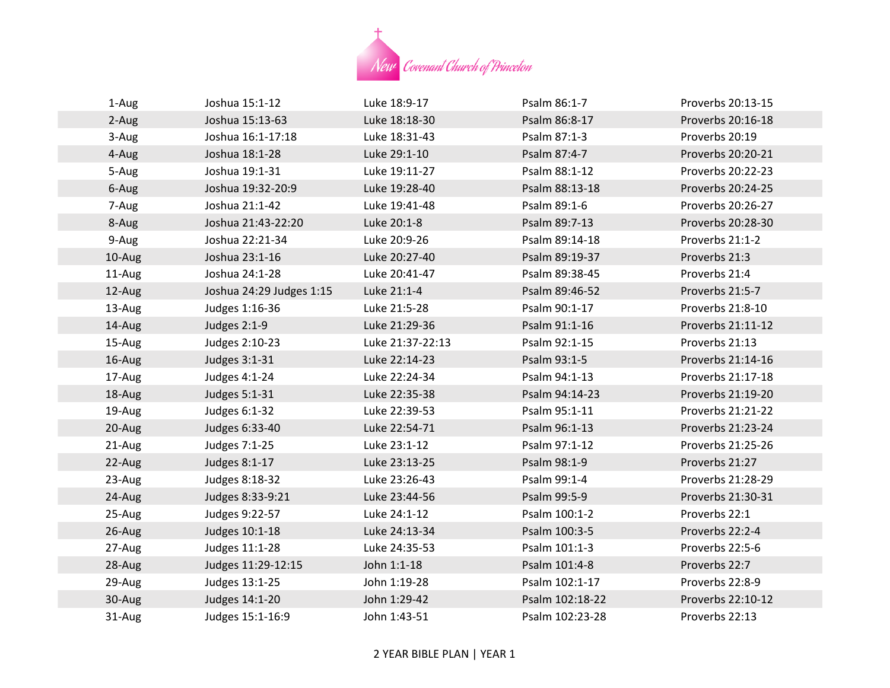| | | | | |
|---|---|---|---|---|
| 1-Aug | Joshua 15:1-12 | Luke 18:9-17 | Psalm 86:1-7 | Proverbs 20:13-15 |
| 2-Aug | Joshua 15:13-63 | Luke 18:18-30 | Psalm 86:8-17 | Proverbs 20:16-18 |
| 3-Aug | Joshua 16:1-17:18 | Luke 18:31-43 | Psalm 87:1-3 | Proverbs 20:19 |
| 4-Aug | Joshua 18:1-28 | Luke 29:1-10 | Psalm 87:4-7 | Proverbs 20:20-21 |
| 5-Aug | Joshua 19:1-31 | Luke 19:11-27 | Psalm 88:1-12 | Proverbs 20:22-23 |
| 6-Aug | Joshua 19:32-20:9 | Luke 19:28-40 | Psalm 88:13-18 | Proverbs 20:24-25 |
| 7-Aug | Joshua 21:1-42 | Luke 19:41-48 | Psalm 89:1-6 | Proverbs 20:26-27 |
| 8-Aug | Joshua 21:43-22:20 | Luke 20:1-8 | Psalm 89:7-13 | Proverbs 20:28-30 |
| 9-Aug | Joshua 22:21-34 | Luke 20:9-26 | Psalm 89:14-18 | Proverbs 21:1-2 |
| 10-Aug | Joshua 23:1-16 | Luke 20:27-40 | Psalm 89:19-37 | Proverbs 21:3 |
| 11-Aug | Joshua 24:1-28 | Luke 20:41-47 | Psalm 89:38-45 | Proverbs 21:4 |
| 12-Aug | Joshua 24:29 Judges 1:15 | Luke 21:1-4 | Psalm 89:46-52 | Proverbs 21:5-7 |
| 13-Aug | Judges 1:16-36 | Luke 21:5-28 | Psalm 90:1-17 | Proverbs 21:8-10 |
| 14-Aug | Judges 2:1-9 | Luke 21:29-36 | Psalm 91:1-16 | Proverbs 21:11-12 |
| 15-Aug | Judges 2:10-23 | Luke 21:37-22:13 | Psalm 92:1-15 | Proverbs 21:13 |
| 16-Aug | Judges 3:1-31 | Luke 22:14-23 | Psalm 93:1-5 | Proverbs 21:14-16 |
| 17-Aug | Judges 4:1-24 | Luke 22:24-34 | Psalm 94:1-13 | Proverbs 21:17-18 |
| 18-Aug | Judges 5:1-31 | Luke 22:35-38 | Psalm 94:14-23 | Proverbs 21:19-20 |
| 19-Aug | Judges 6:1-32 | Luke 22:39-53 | Psalm 95:1-11 | Proverbs 21:21-22 |
| 20-Aug | Judges 6:33-40 | Luke 22:54-71 | Psalm 96:1-13 | Proverbs 21:23-24 |
| 21-Aug | Judges 7:1-25 | Luke 23:1-12 | Psalm 97:1-12 | Proverbs 21:25-26 |
| 22-Aug | Judges 8:1-17 | Luke 23:13-25 | Psalm 98:1-9 | Proverbs 21:27 |
| 23-Aug | Judges 8:18-32 | Luke 23:26-43 | Psalm 99:1-4 | Proverbs 21:28-29 |
| 24-Aug | Judges 8:33-9:21 | Luke 23:44-56 | Psalm 99:5-9 | Proverbs 21:30-31 |
| 25-Aug | Judges 9:22-57 | Luke 24:1-12 | Psalm 100:1-2 | Proverbs 22:1 |
| 26-Aug | Judges 10:1-18 | Luke 24:13-34 | Psalm 100:3-5 | Proverbs 22:2-4 |
| 27-Aug | Judges 11:1-28 | Luke 24:35-53 | Psalm 101:1-3 | Proverbs 22:5-6 |
| 28-Aug | Judges 11:29-12:15 | John 1:1-18 | Psalm 101:4-8 | Proverbs 22:7 |
| 29-Aug | Judges 13:1-25 | John 1:19-28 | Psalm 102:1-17 | Proverbs 22:8-9 |
| 30-Aug | Judges 14:1-20 | John 1:29-42 | Psalm 102:18-22 | Proverbs 22:10-12 |
| 31-Aug | Judges 15:1-16:9 | John 1:43-51 | Psalm 102:23-28 | Proverbs 22:13 |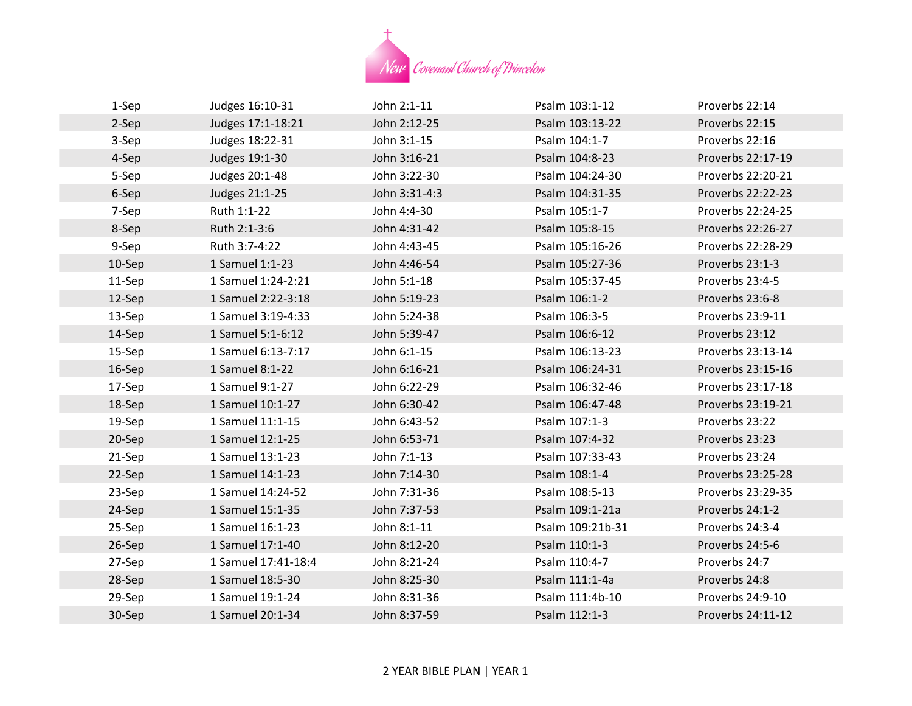New Covenant Church of Princeton

| | | | | |
|---|---|---|---|---|
| 1-Sep | Judges 16:10-31 | John 2:1-11 | Psalm 103:1-12 | Proverbs 22:14 |
| 2-Sep | Judges 17:1-18:21 | John 2:12-25 | Psalm 103:13-22 | Proverbs 22:15 |
| 3-Sep | Judges 18:22-31 | John 3:1-15 | Psalm 104:1-7 | Proverbs 22:16 |
| 4-Sep | Judges 19:1-30 | John 3:16-21 | Psalm 104:8-23 | Proverbs 22:17-19 |
| 5-Sep | Judges 20:1-48 | John 3:22-30 | Psalm 104:24-30 | Proverbs 22:20-21 |
| 6-Sep | Judges 21:1-25 | John 3:31-4:3 | Psalm 104:31-35 | Proverbs 22:22-23 |
| 7-Sep | Ruth 1:1-22 | John 4:4-30 | Psalm 105:1-7 | Proverbs 22:24-25 |
| 8-Sep | Ruth 2:1-3:6 | John 4:31-42 | Psalm 105:8-15 | Proverbs 22:26-27 |
| 9-Sep | Ruth 3:7-4:22 | John 4:43-45 | Psalm 105:16-26 | Proverbs 22:28-29 |
| 10-Sep | 1 Samuel 1:1-23 | John 4:46-54 | Psalm 105:27-36 | Proverbs 23:1-3 |
| 11-Sep | 1 Samuel 1:24-2:21 | John 5:1-18 | Psalm 105:37-45 | Proverbs 23:4-5 |
| 12-Sep | 1 Samuel 2:22-3:18 | John 5:19-23 | Psalm 106:1-2 | Proverbs 23:6-8 |
| 13-Sep | 1 Samuel 3:19-4:33 | John 5:24-38 | Psalm 106:3-5 | Proverbs 23:9-11 |
| 14-Sep | 1 Samuel 5:1-6:12 | John 5:39-47 | Psalm 106:6-12 | Proverbs 23:12 |
| 15-Sep | 1 Samuel 6:13-7:17 | John 6:1-15 | Psalm 106:13-23 | Proverbs 23:13-14 |
| 16-Sep | 1 Samuel 8:1-22 | John 6:16-21 | Psalm 106:24-31 | Proverbs 23:15-16 |
| 17-Sep | 1 Samuel 9:1-27 | John 6:22-29 | Psalm 106:32-46 | Proverbs 23:17-18 |
| 18-Sep | 1 Samuel 10:1-27 | John 6:30-42 | Psalm 106:47-48 | Proverbs 23:19-21 |
| 19-Sep | 1 Samuel 11:1-15 | John 6:43-52 | Psalm 107:1-3 | Proverbs 23:22 |
| 20-Sep | 1 Samuel 12:1-25 | John 6:53-71 | Psalm 107:4-32 | Proverbs 23:23 |
| 21-Sep | 1 Samuel 13:1-23 | John 7:1-13 | Psalm 107:33-43 | Proverbs 23:24 |
| 22-Sep | 1 Samuel 14:1-23 | John 7:14-30 | Psalm 108:1-4 | Proverbs 23:25-28 |
| 23-Sep | 1 Samuel 14:24-52 | John 7:31-36 | Psalm 108:5-13 | Proverbs 23:29-35 |
| 24-Sep | 1 Samuel 15:1-35 | John 7:37-53 | Psalm 109:1-21a | Proverbs 24:1-2 |
| 25-Sep | 1 Samuel 16:1-23 | John 8:1-11 | Psalm 109:21b-31 | Proverbs 24:3-4 |
| 26-Sep | 1 Samuel 17:1-40 | John 8:12-20 | Psalm 110:1-3 | Proverbs 24:5-6 |
| 27-Sep | 1 Samuel 17:41-18:4 | John 8:21-24 | Psalm 110:4-7 | Proverbs 24:7 |
| 28-Sep | 1 Samuel 18:5-30 | John 8:25-30 | Psalm 111:1-4a | Proverbs 24:8 |
| 29-Sep | 1 Samuel 19:1-24 | John 8:31-36 | Psalm 111:4b-10 | Proverbs 24:9-10 |
| 30-Sep | 1 Samuel 20:1-34 | John 8:37-59 | Psalm 112:1-3 | Proverbs 24:11-12 |

2 YEAR BIBLE PLAN | YEAR 1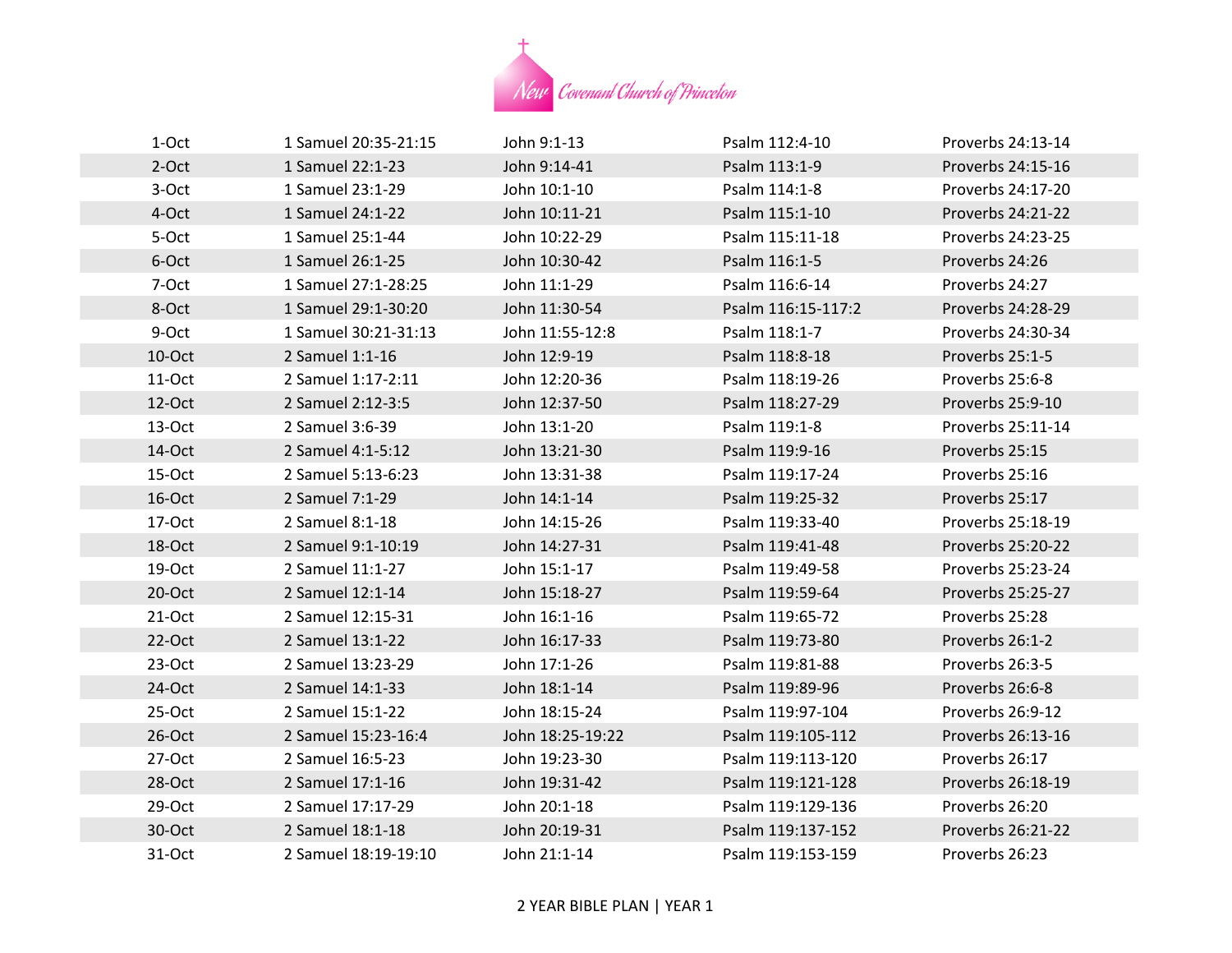New Covenant Church of Princeton

| | | | | |
|---|---|---|---|---|
| 1-Oct | 1 Samuel 20:35-21:15 | John 9:1-13 | Psalm 112:4-10 | Proverbs 24:13-14 |
| 2-Oct | 1 Samuel 22:1-23 | John 9:14-41 | Psalm 113:1-9 | Proverbs 24:15-16 |
| 3-Oct | 1 Samuel 23:1-29 | John 10:1-10 | Psalm 114:1-8 | Proverbs 24:17-20 |
| 4-Oct | 1 Samuel 24:1-22 | John 10:11-21 | Psalm 115:1-10 | Proverbs 24:21-22 |
| 5-Oct | 1 Samuel 25:1-44 | John 10:22-29 | Psalm 115:11-18 | Proverbs 24:23-25 |
| 6-Oct | 1 Samuel 26:1-25 | John 10:30-42 | Psalm 116:1-5 | Proverbs 24:26 |
| 7-Oct | 1 Samuel 27:1-28:25 | John 11:1-29 | Psalm 116:6-14 | Proverbs 24:27 |
| 8-Oct | 1 Samuel 29:1-30:20 | John 11:30-54 | Psalm 116:15-117:2 | Proverbs 24:28-29 |
| 9-Oct | 1 Samuel 30:21-31:13 | John 11:55-12:8 | Psalm 118:1-7 | Proverbs 24:30-34 |
| 10-Oct | 2 Samuel 1:1-16 | John 12:9-19 | Psalm 118:8-18 | Proverbs 25:1-5 |
| 11-Oct | 2 Samuel 1:17-2:11 | John 12:20-36 | Psalm 118:19-26 | Proverbs 25:6-8 |
| 12-Oct | 2 Samuel 2:12-3:5 | John 12:37-50 | Psalm 118:27-29 | Proverbs 25:9-10 |
| 13-Oct | 2 Samuel 3:6-39 | John 13:1-20 | Psalm 119:1-8 | Proverbs 25:11-14 |
| 14-Oct | 2 Samuel 4:1-5:12 | John 13:21-30 | Psalm 119:9-16 | Proverbs 25:15 |
| 15-Oct | 2 Samuel 5:13-6:23 | John 13:31-38 | Psalm 119:17-24 | Proverbs 25:16 |
| 16-Oct | 2 Samuel 7:1-29 | John 14:1-14 | Psalm 119:25-32 | Proverbs 25:17 |
| 17-Oct | 2 Samuel 8:1-18 | John 14:15-26 | Psalm 119:33-40 | Proverbs 25:18-19 |
| 18-Oct | 2 Samuel 9:1-10:19 | John 14:27-31 | Psalm 119:41-48 | Proverbs 25:20-22 |
| 19-Oct | 2 Samuel 11:1-27 | John 15:1-17 | Psalm 119:49-58 | Proverbs 25:23-24 |
| 20-Oct | 2 Samuel 12:1-14 | John 15:18-27 | Psalm 119:59-64 | Proverbs 25:25-27 |
| 21-Oct | 2 Samuel 12:15-31 | John 16:1-16 | Psalm 119:65-72 | Proverbs 25:28 |
| 22-Oct | 2 Samuel 13:1-22 | John 16:17-33 | Psalm 119:73-80 | Proverbs 26:1-2 |
| 23-Oct | 2 Samuel 13:23-29 | John 17:1-26 | Psalm 119:81-88 | Proverbs 26:3-5 |
| 24-Oct | 2 Samuel 14:1-33 | John 18:1-14 | Psalm 119:89-96 | Proverbs 26:6-8 |
| 25-Oct | 2 Samuel 15:1-22 | John 18:15-24 | Psalm 119:97-104 | Proverbs 26:9-12 |
| 26-Oct | 2 Samuel 15:23-16:4 | John 18:25-19:22 | Psalm 119:105-112 | Proverbs 26:13-16 |
| 27-Oct | 2 Samuel 16:5-23 | John 19:23-30 | Psalm 119:113-120 | Proverbs 26:17 |
| 28-Oct | 2 Samuel 17:1-16 | John 19:31-42 | Psalm 119:121-128 | Proverbs 26:18-19 |
| 29-Oct | 2 Samuel 17:17-29 | John 20:1-18 | Psalm 119:129-136 | Proverbs 26:20 |
| 30-Oct | 2 Samuel 18:1-18 | John 20:19-31 | Psalm 119:137-152 | Proverbs 26:21-22 |
| 31-Oct | 2 Samuel 18:19-19:10 | John 21:1-14 | Psalm 119:153-159 | Proverbs 26:23 |

2 YEAR BIBLE PLAN | YEAR 1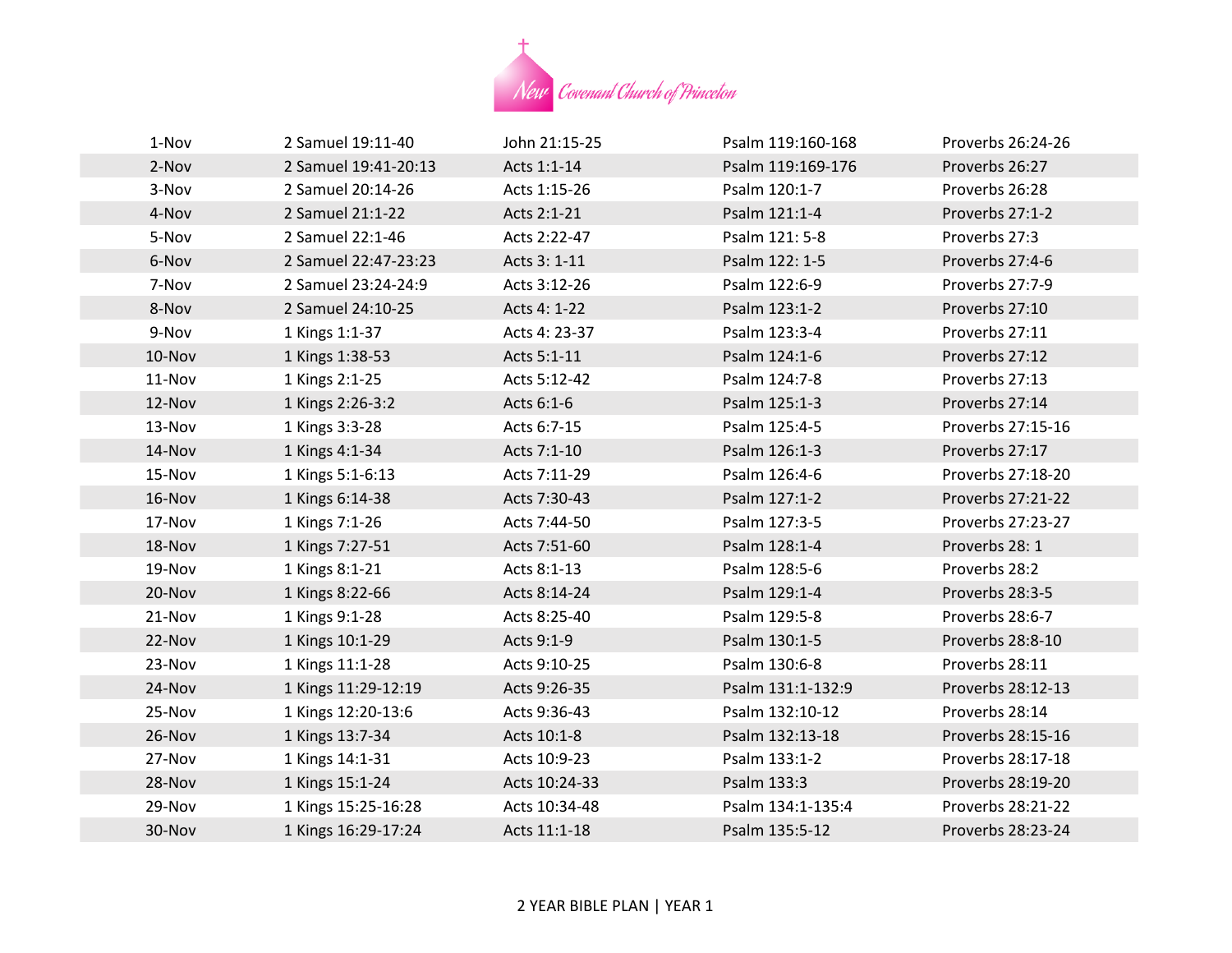| | | | | |
|---|---|---|---|---|
| 1-Nov | 2 Samuel 19:11-40 | John 21:15-25 | Psalm 119:160-168 | Proverbs 26:24-26 |
| 2-Nov | 2 Samuel 19:41-20:13 | Acts 1:1-14 | Psalm 119:169-176 | Proverbs 26:27 |
| 3-Nov | 2 Samuel 20:14-26 | Acts 1:15-26 | Psalm 120:1-7 | Proverbs 26:28 |
| 4-Nov | 2 Samuel 21:1-22 | Acts 2:1-21 | Psalm 121:1-4 | Proverbs 27:1-2 |
| 5-Nov | 2 Samuel 22:1-46 | Acts 2:22-47 | Psalm 121: 5-8 | Proverbs 27:3 |
| 6-Nov | 2 Samuel 22:47-23:23 | Acts 3: 1-11 | Psalm 122: 1-5 | Proverbs 27:4-6 |
| 7-Nov | 2 Samuel 23:24-24:9 | Acts 3:12-26 | Psalm 122:6-9 | Proverbs 27:7-9 |
| 8-Nov | 2 Samuel 24:10-25 | Acts 4: 1-22 | Psalm 123:1-2 | Proverbs 27:10 |
| 9-Nov | 1 Kings 1:1-37 | Acts 4: 23-37 | Psalm 123:3-4 | Proverbs 27:11 |
| 10-Nov | 1 Kings 1:38-53 | Acts 5:1-11 | Psalm 124:1-6 | Proverbs 27:12 |
| 11-Nov | 1 Kings 2:1-25 | Acts 5:12-42 | Psalm 124:7-8 | Proverbs 27:13 |
| 12-Nov | 1 Kings 2:26-3:2 | Acts 6:1-6 | Psalm 125:1-3 | Proverbs 27:14 |
| 13-Nov | 1 Kings 3:3-28 | Acts 6:7-15 | Psalm 125:4-5 | Proverbs 27:15-16 |
| 14-Nov | 1 Kings 4:1-34 | Acts 7:1-10 | Psalm 126:1-3 | Proverbs 27:17 |
| 15-Nov | 1 Kings 5:1-6:13 | Acts 7:11-29 | Psalm 126:4-6 | Proverbs 27:18-20 |
| 16-Nov | 1 Kings 6:14-38 | Acts 7:30-43 | Psalm 127:1-2 | Proverbs 27:21-22 |
| 17-Nov | 1 Kings 7:1-26 | Acts 7:44-50 | Psalm 127:3-5 | Proverbs 27:23-27 |
| 18-Nov | 1 Kings 7:27-51 | Acts 7:51-60 | Psalm 128:1-4 | Proverbs 28: 1 |
| 19-Nov | 1 Kings 8:1-21 | Acts 8:1-13 | Psalm 128:5-6 | Proverbs 28:2 |
| 20-Nov | 1 Kings 8:22-66 | Acts 8:14-24 | Psalm 129:1-4 | Proverbs 28:3-5 |
| 21-Nov | 1 Kings 9:1-28 | Acts 8:25-40 | Psalm 129:5-8 | Proverbs 28:6-7 |
| 22-Nov | 1 Kings 10:1-29 | Acts 9:1-9 | Psalm 130:1-5 | Proverbs 28:8-10 |
| 23-Nov | 1 Kings 11:1-28 | Acts 9:10-25 | Psalm 130:6-8 | Proverbs 28:11 |
| 24-Nov | 1 Kings 11:29-12:19 | Acts 9:26-35 | Psalm 131:1-132:9 | Proverbs 28:12-13 |
| 25-Nov | 1 Kings 12:20-13:6 | Acts 9:36-43 | Psalm 132:10-12 | Proverbs 28:14 |
| 26-Nov | 1 Kings 13:7-34 | Acts 10:1-8 | Psalm 132:13-18 | Proverbs 28:15-16 |
| 27-Nov | 1 Kings 14:1-31 | Acts 10:9-23 | Psalm 133:1-2 | Proverbs 28:17-18 |
| 28-Nov | 1 Kings 15:1-24 | Acts 10:24-33 | Psalm 133:3 | Proverbs 28:19-20 |
| 29-Nov | 1 Kings 15:25-16:28 | Acts 10:34-48 | Psalm 134:1-135:4 | Proverbs 28:21-22 |
| 30-Nov | 1 Kings 16:29-17:24 | Acts 11:1-18 | Psalm 135:5-12 | Proverbs 28:23-24 |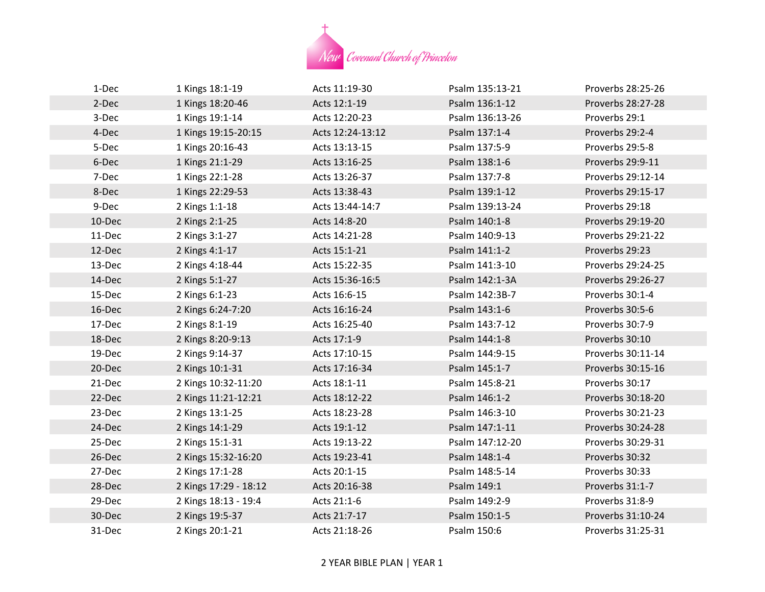New Covenant Church of Princeton

| | | | | |
|---|---|---|---|---|
| 1-Dec | 1 Kings 18:1-19 | Acts 11:19-30 | Psalm 135:13-21 | Proverbs 28:25-26 |
| 2-Dec | 1 Kings 18:20-46 | Acts 12:1-19 | Psalm 136:1-12 | Proverbs 28:27-28 |
| 3-Dec | 1 Kings 19:1-14 | Acts 12:20-23 | Psalm 136:13-26 | Proverbs 29:1 |
| 4-Dec | 1 Kings 19:15-20:15 | Acts 12:24-13:12 | Psalm 137:1-4 | Proverbs 29:2-4 |
| 5-Dec | 1 Kings 20:16-43 | Acts 13:13-15 | Psalm 137:5-9 | Proverbs 29:5-8 |
| 6-Dec | 1 Kings 21:1-29 | Acts 13:16-25 | Psalm 138:1-6 | Proverbs 29:9-11 |
| 7-Dec | 1 Kings 22:1-28 | Acts 13:26-37 | Psalm 137:7-8 | Proverbs 29:12-14 |
| 8-Dec | 1 Kings 22:29-53 | Acts 13:38-43 | Psalm 139:1-12 | Proverbs 29:15-17 |
| 9-Dec | 2 Kings 1:1-18 | Acts 13:44-14:7 | Psalm 139:13-24 | Proverbs 29:18 |
| 10-Dec | 2 Kings 2:1-25 | Acts 14:8-20 | Psalm 140:1-8 | Proverbs 29:19-20 |
| 11-Dec | 2 Kings 3:1-27 | Acts 14:21-28 | Psalm 140:9-13 | Proverbs 29:21-22 |
| 12-Dec | 2 Kings 4:1-17 | Acts 15:1-21 | Psalm 141:1-2 | Proverbs 29:23 |
| 13-Dec | 2 Kings 4:18-44 | Acts 15:22-35 | Psalm 141:3-10 | Proverbs 29:24-25 |
| 14-Dec | 2 Kings 5:1-27 | Acts 15:36-16:5 | Psalm 142:1-3A | Proverbs 29:26-27 |
| 15-Dec | 2 Kings 6:1-23 | Acts 16:6-15 | Psalm 142:3B-7 | Proverbs 30:1-4 |
| 16-Dec | 2 Kings 6:24-7:20 | Acts 16:16-24 | Psalm 143:1-6 | Proverbs 30:5-6 |
| 17-Dec | 2 Kings 8:1-19 | Acts 16:25-40 | Psalm 143:7-12 | Proverbs 30:7-9 |
| 18-Dec | 2 Kings 8:20-9:13 | Acts 17:1-9 | Psalm 144:1-8 | Proverbs 30:10 |
| 19-Dec | 2 Kings 9:14-37 | Acts 17:10-15 | Psalm 144:9-15 | Proverbs 30:11-14 |
| 20-Dec | 2 Kings 10:1-31 | Acts 17:16-34 | Psalm 145:1-7 | Proverbs 30:15-16 |
| 21-Dec | 2 Kings 10:32-11:20 | Acts 18:1-11 | Psalm 145:8-21 | Proverbs 30:17 |
| 22-Dec | 2 Kings 11:21-12:21 | Acts 18:12-22 | Psalm 146:1-2 | Proverbs 30:18-20 |
| 23-Dec | 2 Kings 13:1-25 | Acts 18:23-28 | Psalm 146:3-10 | Proverbs 30:21-23 |
| 24-Dec | 2 Kings 14:1-29 | Acts 19:1-12 | Psalm 147:1-11 | Proverbs 30:24-28 |
| 25-Dec | 2 Kings 15:1-31 | Acts 19:13-22 | Psalm 147:12-20 | Proverbs 30:29-31 |
| 26-Dec | 2 Kings 15:32-16:20 | Acts 19:23-41 | Psalm 148:1-4 | Proverbs 30:32 |
| 27-Dec | 2 Kings 17:1-28 | Acts 20:1-15 | Psalm 148:5-14 | Proverbs 30:33 |
| 28-Dec | 2 Kings 17:29 - 18:12 | Acts 20:16-38 | Psalm 149:1 | Proverbs 31:1-7 |
| 29-Dec | 2 Kings 18:13 - 19:4 | Acts 21:1-6 | Psalm 149:2-9 | Proverbs 31:8-9 |
| 30-Dec | 2 Kings 19:5-37 | Acts 21:7-17 | Psalm 150:1-5 | Proverbs 31:10-24 |
| 31-Dec | 2 Kings 20:1-21 | Acts 21:18-26 | Psalm 150:6 | Proverbs 31:25-31 |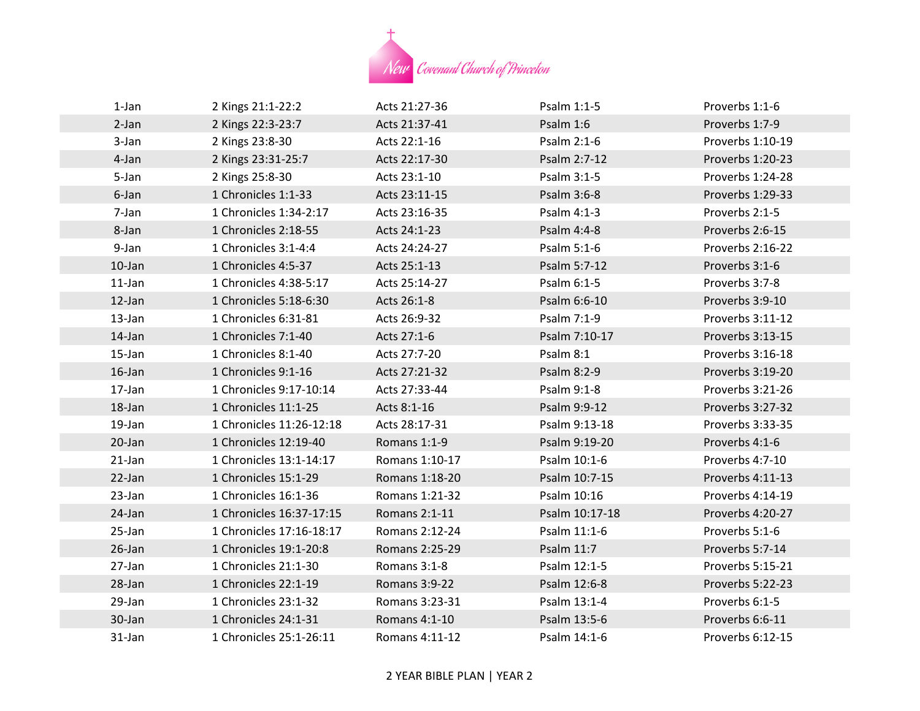New Covenant Church of Princeton

| | | | | |
|---|---|---|---|---|
| 1-Jan | 2 Kings 21:1-22:2 | Acts 21:27-36 | Psalm 1:1-5 | Proverbs 1:1-6 |
| 2-Jan | 2 Kings 22:3-23:7 | Acts 21:37-41 | Psalm 1:6 | Proverbs 1:7-9 |
| 3-Jan | 2 Kings 23:8-30 | Acts 22:1-16 | Psalm 2:1-6 | Proverbs 1:10-19 |
| 4-Jan | 2 Kings 23:31-25:7 | Acts 22:17-30 | Psalm 2:7-12 | Proverbs 1:20-23 |
| 5-Jan | 2 Kings 25:8-30 | Acts 23:1-10 | Psalm 3:1-5 | Proverbs 1:24-28 |
| 6-Jan | 1 Chronicles 1:1-33 | Acts 23:11-15 | Psalm 3:6-8 | Proverbs 1:29-33 |
| 7-Jan | 1 Chronicles 1:34-2:17 | Acts 23:16-35 | Psalm 4:1-3 | Proverbs 2:1-5 |
| 8-Jan | 1 Chronicles 2:18-55 | Acts 24:1-23 | Psalm 4:4-8 | Proverbs 2:6-15 |
| 9-Jan | 1 Chronicles 3:1-4:4 | Acts 24:24-27 | Psalm 5:1-6 | Proverbs 2:16-22 |
| 10-Jan | 1 Chronicles 4:5-37 | Acts 25:1-13 | Psalm 5:7-12 | Proverbs 3:1-6 |
| 11-Jan | 1 Chronicles 4:38-5:17 | Acts 25:14-27 | Psalm 6:1-5 | Proverbs 3:7-8 |
| 12-Jan | 1 Chronicles 5:18-6:30 | Acts 26:1-8 | Psalm 6:6-10 | Proverbs 3:9-10 |
| 13-Jan | 1 Chronicles 6:31-81 | Acts 26:9-32 | Psalm 7:1-9 | Proverbs 3:11-12 |
| 14-Jan | 1 Chronicles 7:1-40 | Acts 27:1-6 | Psalm 7:10-17 | Proverbs 3:13-15 |
| 15-Jan | 1 Chronicles 8:1-40 | Acts 27:7-20 | Psalm 8:1 | Proverbs 3:16-18 |
| 16-Jan | 1 Chronicles 9:1-16 | Acts 27:21-32 | Psalm 8:2-9 | Proverbs 3:19-20 |
| 17-Jan | 1 Chronicles 9:17-10:14 | Acts 27:33-44 | Psalm 9:1-8 | Proverbs 3:21-26 |
| 18-Jan | 1 Chronicles 11:1-25 | Acts 8:1-16 | Psalm 9:9-12 | Proverbs 3:27-32 |
| 19-Jan | 1 Chronicles 11:26-12:18 | Acts 28:17-31 | Psalm 9:13-18 | Proverbs 3:33-35 |
| 20-Jan | 1 Chronicles 12:19-40 | Romans 1:1-9 | Psalm 9:19-20 | Proverbs 4:1-6 |
| 21-Jan | 1 Chronicles 13:1-14:17 | Romans 1:10-17 | Psalm 10:1-6 | Proverbs 4:7-10 |
| 22-Jan | 1 Chronicles 15:1-29 | Romans 1:18-20 | Psalm 10:7-15 | Proverbs 4:11-13 |
| 23-Jan | 1 Chronicles 16:1-36 | Romans 1:21-32 | Psalm 10:16 | Proverbs 4:14-19 |
| 24-Jan | 1 Chronicles 16:37-17:15 | Romans 2:1-11 | Psalm 10:17-18 | Proverbs 4:20-27 |
| 25-Jan | 1 Chronicles 17:16-18:17 | Romans 2:12-24 | Psalm 11:1-6 | Proverbs 5:1-6 |
| 26-Jan | 1 Chronicles 19:1-20:8 | Romans 2:25-29 | Psalm 11:7 | Proverbs 5:7-14 |
| 27-Jan | 1 Chronicles 21:1-30 | Romans 3:1-8 | Psalm 12:1-5 | Proverbs 5:15-21 |
| 28-Jan | 1 Chronicles 22:1-19 | Romans 3:9-22 | Psalm 12:6-8 | Proverbs 5:22-23 |
| 29-Jan | 1 Chronicles 23:1-32 | Romans 3:23-31 | Psalm 13:1-4 | Proverbs 6:1-5 |
| 30-Jan | 1 Chronicles 24:1-31 | Romans 4:1-10 | Psalm 13:5-6 | Proverbs 6:6-11 |
| 31-Jan | 1 Chronicles 25:1-26:11 | Romans 4:11-12 | Psalm 14:1-6 | Proverbs 6:12-15 |

2 YEAR BIBLE PLAN | YEAR 2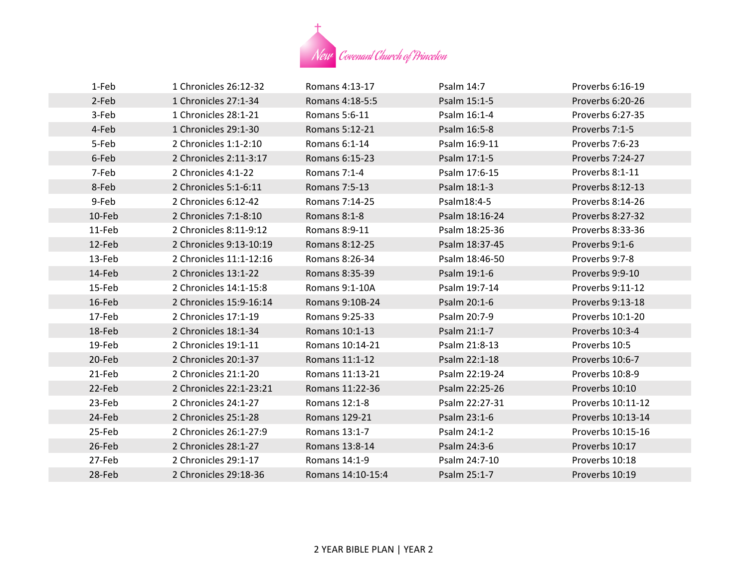| | | | | |
|---|---|---|---|---|
| 1-Feb | 1 Chronicles 26:12-32 | Romans 4:13-17 | Psalm 14:7 | Proverbs 6:16-19 |
| 2-Feb | 1 Chronicles 27:1-34 | Romans 4:18-5:5 | Psalm 15:1-5 | Proverbs 6:20-26 |
| 3-Feb | 1 Chronicles 28:1-21 | Romans 5:6-11 | Psalm 16:1-4 | Proverbs 6:27-35 |
| 4-Feb | 1 Chronicles 29:1-30 | Romans 5:12-21 | Psalm 16:5-8 | Proverbs 7:1-5 |
| 5-Feb | 2 Chronicles 1:1-2:10 | Romans 6:1-14 | Psalm 16:9-11 | Proverbs 7:6-23 |
| 6-Feb | 2 Chronicles 2:11-3:17 | Romans 6:15-23 | Psalm 17:1-5 | Proverbs 7:24-27 |
| 7-Feb | 2 Chronicles 4:1-22 | Romans 7:1-4 | Psalm 17:6-15 | Proverbs 8:1-11 |
| 8-Feb | 2 Chronicles 5:1-6:11 | Romans 7:5-13 | Psalm 18:1-3 | Proverbs 8:12-13 |
| 9-Feb | 2 Chronicles 6:12-42 | Romans 7:14-25 | Psalm18:4-5 | Proverbs 8:14-26 |
| 10-Feb | 2 Chronicles 7:1-8:10 | Romans 8:1-8 | Psalm 18:16-24 | Proverbs 8:27-32 |
| 11-Feb | 2 Chronicles 8:11-9:12 | Romans 8:9-11 | Psalm 18:25-36 | Proverbs 8:33-36 |
| 12-Feb | 2 Chronicles 9:13-10:19 | Romans 8:12-25 | Psalm 18:37-45 | Proverbs 9:1-6 |
| 13-Feb | 2 Chronicles 11:1-12:16 | Romans 8:26-34 | Psalm 18:46-50 | Proverbs 9:7-8 |
| 14-Feb | 2 Chronicles 13:1-22 | Romans 8:35-39 | Psalm 19:1-6 | Proverbs 9:9-10 |
| 15-Feb | 2 Chronicles 14:1-15:8 | Romans 9:1-10A | Psalm 19:7-14 | Proverbs 9:11-12 |
| 16-Feb | 2 Chronicles 15:9-16:14 | Romans 9:10B-24 | Psalm 20:1-6 | Proverbs 9:13-18 |
| 17-Feb | 2 Chronicles 17:1-19 | Romans 9:25-33 | Psalm 20:7-9 | Proverbs 10:1-20 |
| 18-Feb | 2 Chronicles 18:1-34 | Romans 10:1-13 | Psalm 21:1-7 | Proverbs 10:3-4 |
| 19-Feb | 2 Chronicles 19:1-11 | Romans 10:14-21 | Psalm 21:8-13 | Proverbs 10:5 |
| 20-Feb | 2 Chronicles 20:1-37 | Romans 11:1-12 | Psalm 22:1-18 | Proverbs 10:6-7 |
| 21-Feb | 2 Chronicles 21:1-20 | Romans 11:13-21 | Psalm 22:19-24 | Proverbs 10:8-9 |
| 22-Feb | 2 Chronicles 22:1-23:21 | Romans 11:22-36 | Psalm 22:25-26 | Proverbs 10:10 |
| 23-Feb | 2 Chronicles 24:1-27 | Romans 12:1-8 | Psalm 22:27-31 | Proverbs 10:11-12 |
| 24-Feb | 2 Chronicles 25:1-28 | Romans 129-21 | Psalm 23:1-6 | Proverbs 10:13-14 |
| 25-Feb | 2 Chronicles 26:1-27:9 | Romans 13:1-7 | Psalm 24:1-2 | Proverbs 10:15-16 |
| 26-Feb | 2 Chronicles 28:1-27 | Romans 13:8-14 | Psalm 24:3-6 | Proverbs 10:17 |
| 27-Feb | 2 Chronicles 29:1-17 | Romans 14:1-9 | Psalm 24:7-10 | Proverbs 10:18 |
| 28-Feb | 2 Chronicles 29:18-36 | Romans 14:10-15:4 | Psalm 25:1-7 | Proverbs 10:19 |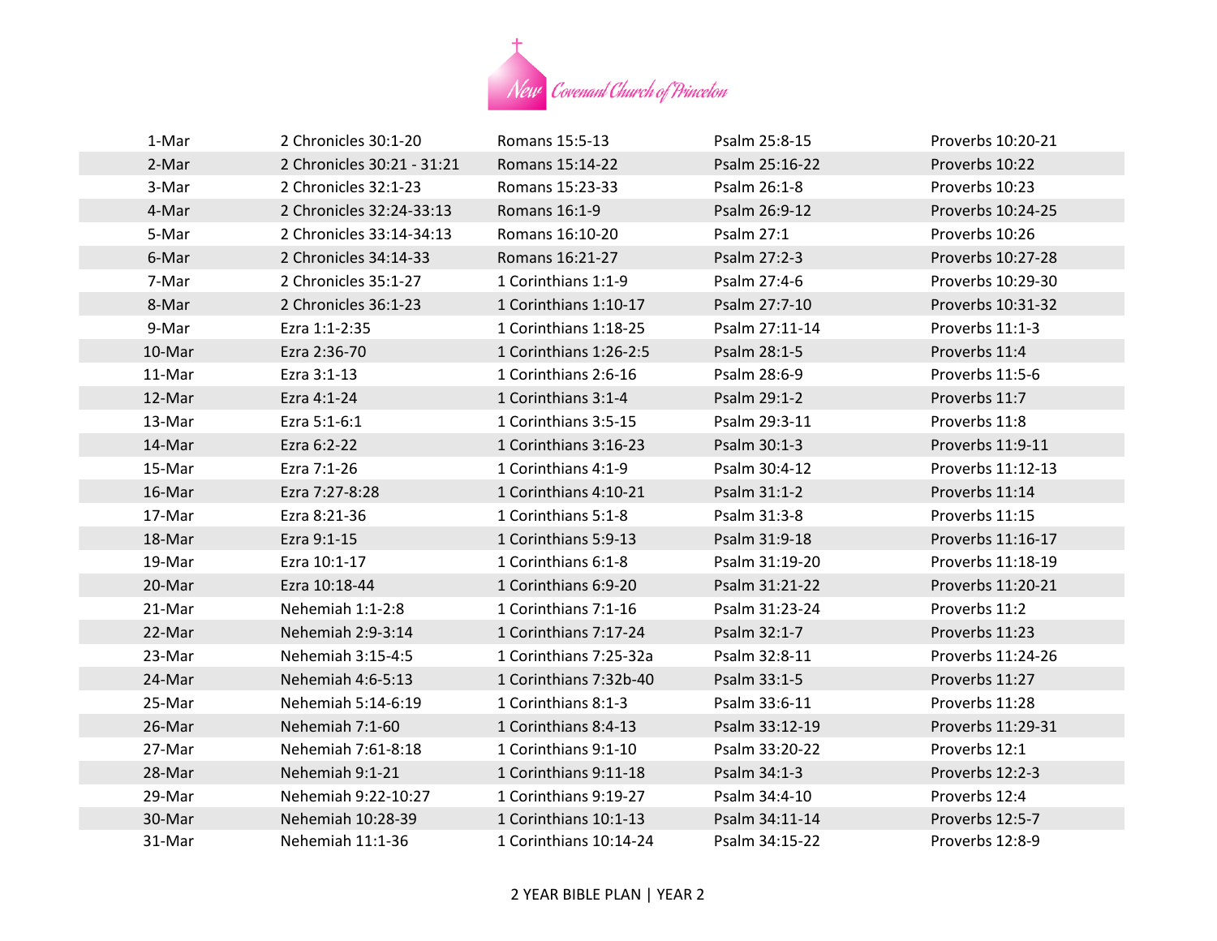New Covenant Church of Princeton

| | | | | |
|---|---|---|---|---|
| 1-Mar | 2 Chronicles 30:1-20 | Romans 15:5-13 | Psalm 25:8-15 | Proverbs 10:20-21 |
| 2-Mar | 2 Chronicles 30:21 - 31:21 | Romans 15:14-22 | Psalm 25:16-22 | Proverbs 10:22 |
| 3-Mar | 2 Chronicles 32:1-23 | Romans 15:23-33 | Psalm 26:1-8 | Proverbs 10:23 |
| 4-Mar | 2 Chronicles 32:24-33:13 | Romans 16:1-9 | Psalm 26:9-12 | Proverbs 10:24-25 |
| 5-Mar | 2 Chronicles 33:14-34:13 | Romans 16:10-20 | Psalm 27:1 | Proverbs 10:26 |
| 6-Mar | 2 Chronicles 34:14-33 | Romans 16:21-27 | Psalm 27:2-3 | Proverbs 10:27-28 |
| 7-Mar | 2 Chronicles 35:1-27 | 1 Corinthians 1:1-9 | Psalm 27:4-6 | Proverbs 10:29-30 |
| 8-Mar | 2 Chronicles 36:1-23 | 1 Corinthians 1:10-17 | Psalm 27:7-10 | Proverbs 10:31-32 |
| 9-Mar | Ezra 1:1-2:35 | 1 Corinthians 1:18-25 | Psalm 27:11-14 | Proverbs 11:1-3 |
| 10-Mar | Ezra 2:36-70 | 1 Corinthians 1:26-2:5 | Psalm 28:1-5 | Proverbs 11:4 |
| 11-Mar | Ezra 3:1-13 | 1 Corinthians 2:6-16 | Psalm 28:6-9 | Proverbs 11:5-6 |
| 12-Mar | Ezra 4:1-24 | 1 Corinthians 3:1-4 | Psalm 29:1-2 | Proverbs 11:7 |
| 13-Mar | Ezra 5:1-6:1 | 1 Corinthians 3:5-15 | Psalm 29:3-11 | Proverbs 11:8 |
| 14-Mar | Ezra 6:2-22 | 1 Corinthians 3:16-23 | Psalm 30:1-3 | Proverbs 11:9-11 |
| 15-Mar | Ezra 7:1-26 | 1 Corinthians 4:1-9 | Psalm 30:4-12 | Proverbs 11:12-13 |
| 16-Mar | Ezra 7:27-8:28 | 1 Corinthians 4:10-21 | Psalm 31:1-2 | Proverbs 11:14 |
| 17-Mar | Ezra 8:21-36 | 1 Corinthians 5:1-8 | Psalm 31:3-8 | Proverbs 11:15 |
| 18-Mar | Ezra 9:1-15 | 1 Corinthians 5:9-13 | Psalm 31:9-18 | Proverbs 11:16-17 |
| 19-Mar | Ezra 10:1-17 | 1 Corinthians 6:1-8 | Psalm 31:19-20 | Proverbs 11:18-19 |
| 20-Mar | Ezra 10:18-44 | 1 Corinthians 6:9-20 | Psalm 31:21-22 | Proverbs 11:20-21 |
| 21-Mar | Nehemiah 1:1-2:8 | 1 Corinthians 7:1-16 | Psalm 31:23-24 | Proverbs 11:2 |
| 22-Mar | Nehemiah 2:9-3:14 | 1 Corinthians 7:17-24 | Psalm 32:1-7 | Proverbs 11:23 |
| 23-Mar | Nehemiah 3:15-4:5 | 1 Corinthians 7:25-32a | Psalm 32:8-11 | Proverbs 11:24-26 |
| 24-Mar | Nehemiah 4:6-5:13 | 1 Corinthians 7:32b-40 | Psalm 33:1-5 | Proverbs 11:27 |
| 25-Mar | Nehemiah 5:14-6:19 | 1 Corinthians 8:1-3 | Psalm 33:6-11 | Proverbs 11:28 |
| 26-Mar | Nehemiah 7:1-60 | 1 Corinthians 8:4-13 | Psalm 33:12-19 | Proverbs 11:29-31 |
| 27-Mar | Nehemiah 7:61-8:18 | 1 Corinthians 9:1-10 | Psalm 33:20-22 | Proverbs 12:1 |
| 28-Mar | Nehemiah 9:1-21 | 1 Corinthians 9:11-18 | Psalm 34:1-3 | Proverbs 12:2-3 |
| 29-Mar | Nehemiah 9:22-10:27 | 1 Corinthians 9:19-27 | Psalm 34:4-10 | Proverbs 12:4 |
| 30-Mar | Nehemiah 10:28-39 | 1 Corinthians 10:1-13 | Psalm 34:11-14 | Proverbs 12:5-7 |
| 31-Mar | Nehemiah 11:1-36 | 1 Corinthians 10:14-24 | Psalm 34:15-22 | Proverbs 12:8-9 |

2 YEAR BIBLE PLAN | YEAR 2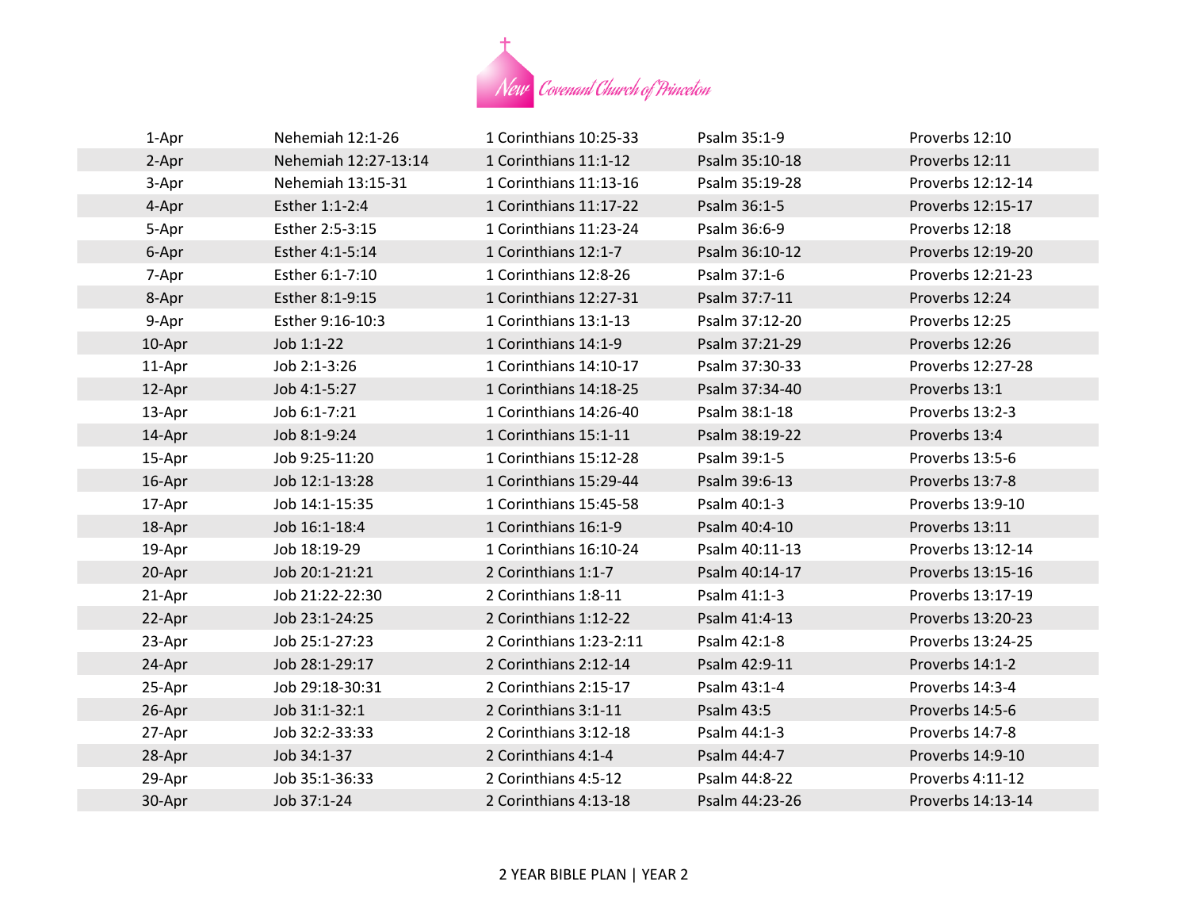| | | | | |
|---|---|---|---|---|
| 1-Apr | Nehemiah 12:1-26 | 1 Corinthians 10:25-33 | Psalm 35:1-9 | Proverbs 12:10 |
| 2-Apr | Nehemiah 12:27-13:14 | 1 Corinthians 11:1-12 | Psalm 35:10-18 | Proverbs 12:11 |
| 3-Apr | Nehemiah 13:15-31 | 1 Corinthians 11:13-16 | Psalm 35:19-28 | Proverbs 12:12-14 |
| 4-Apr | Esther 1:1-2:4 | 1 Corinthians 11:17-22 | Psalm 36:1-5 | Proverbs 12:15-17 |
| 5-Apr | Esther 2:5-3:15 | 1 Corinthians 11:23-24 | Psalm 36:6-9 | Proverbs 12:18 |
| 6-Apr | Esther 4:1-5:14 | 1 Corinthians 12:1-7 | Psalm 36:10-12 | Proverbs 12:19-20 |
| 7-Apr | Esther 6:1-7:10 | 1 Corinthians 12:8-26 | Psalm 37:1-6 | Proverbs 12:21-23 |
| 8-Apr | Esther 8:1-9:15 | 1 Corinthians 12:27-31 | Psalm 37:7-11 | Proverbs 12:24 |
| 9-Apr | Esther 9:16-10:3 | 1 Corinthians 13:1-13 | Psalm 37:12-20 | Proverbs 12:25 |
| 10-Apr | Job 1:1-22 | 1 Corinthians 14:1-9 | Psalm 37:21-29 | Proverbs 12:26 |
| 11-Apr | Job 2:1-3:26 | 1 Corinthians 14:10-17 | Psalm 37:30-33 | Proverbs 12:27-28 |
| 12-Apr | Job 4:1-5:27 | 1 Corinthians 14:18-25 | Psalm 37:34-40 | Proverbs 13:1 |
| 13-Apr | Job 6:1-7:21 | 1 Corinthians 14:26-40 | Psalm 38:1-18 | Proverbs 13:2-3 |
| 14-Apr | Job 8:1-9:24 | 1 Corinthians 15:1-11 | Psalm 38:19-22 | Proverbs 13:4 |
| 15-Apr | Job 9:25-11:20 | 1 Corinthians 15:12-28 | Psalm 39:1-5 | Proverbs 13:5-6 |
| 16-Apr | Job 12:1-13:28 | 1 Corinthians 15:29-44 | Psalm 39:6-13 | Proverbs 13:7-8 |
| 17-Apr | Job 14:1-15:35 | 1 Corinthians 15:45-58 | Psalm 40:1-3 | Proverbs 13:9-10 |
| 18-Apr | Job 16:1-18:4 | 1 Corinthians 16:1-9 | Psalm 40:4-10 | Proverbs 13:11 |
| 19-Apr | Job 18:19-29 | 1 Corinthians 16:10-24 | Psalm 40:11-13 | Proverbs 13:12-14 |
| 20-Apr | Job 20:1-21:21 | 2 Corinthians 1:1-7 | Psalm 40:14-17 | Proverbs 13:15-16 |
| 21-Apr | Job 21:22-22:30 | 2 Corinthians 1:8-11 | Psalm 41:1-3 | Proverbs 13:17-19 |
| 22-Apr | Job 23:1-24:25 | 2 Corinthians 1:12-22 | Psalm 41:4-13 | Proverbs 13:20-23 |
| 23-Apr | Job 25:1-27:23 | 2 Corinthians 1:23-2:11 | Psalm 42:1-8 | Proverbs 13:24-25 |
| 24-Apr | Job 28:1-29:17 | 2 Corinthians 2:12-14 | Psalm 42:9-11 | Proverbs 14:1-2 |
| 25-Apr | Job 29:18-30:31 | 2 Corinthians 2:15-17 | Psalm 43:1-4 | Proverbs 14:3-4 |
| 26-Apr | Job 31:1-32:1 | 2 Corinthians 3:1-11 | Psalm 43:5 | Proverbs 14:5-6 |
| 27-Apr | Job 32:2-33:33 | 2 Corinthians 3:12-18 | Psalm 44:1-3 | Proverbs 14:7-8 |
| 28-Apr | Job 34:1-37 | 2 Corinthians 4:1-4 | Psalm 44:4-7 | Proverbs 14:9-10 |
| 29-Apr | Job 35:1-36:33 | 2 Corinthians 4:5-12 | Psalm 44:8-22 | Proverbs 4:11-12 |
| 30-Apr | Job 37:1-24 | 2 Corinthians 4:13-18 | Psalm 44:23-26 | Proverbs 14:13-14 |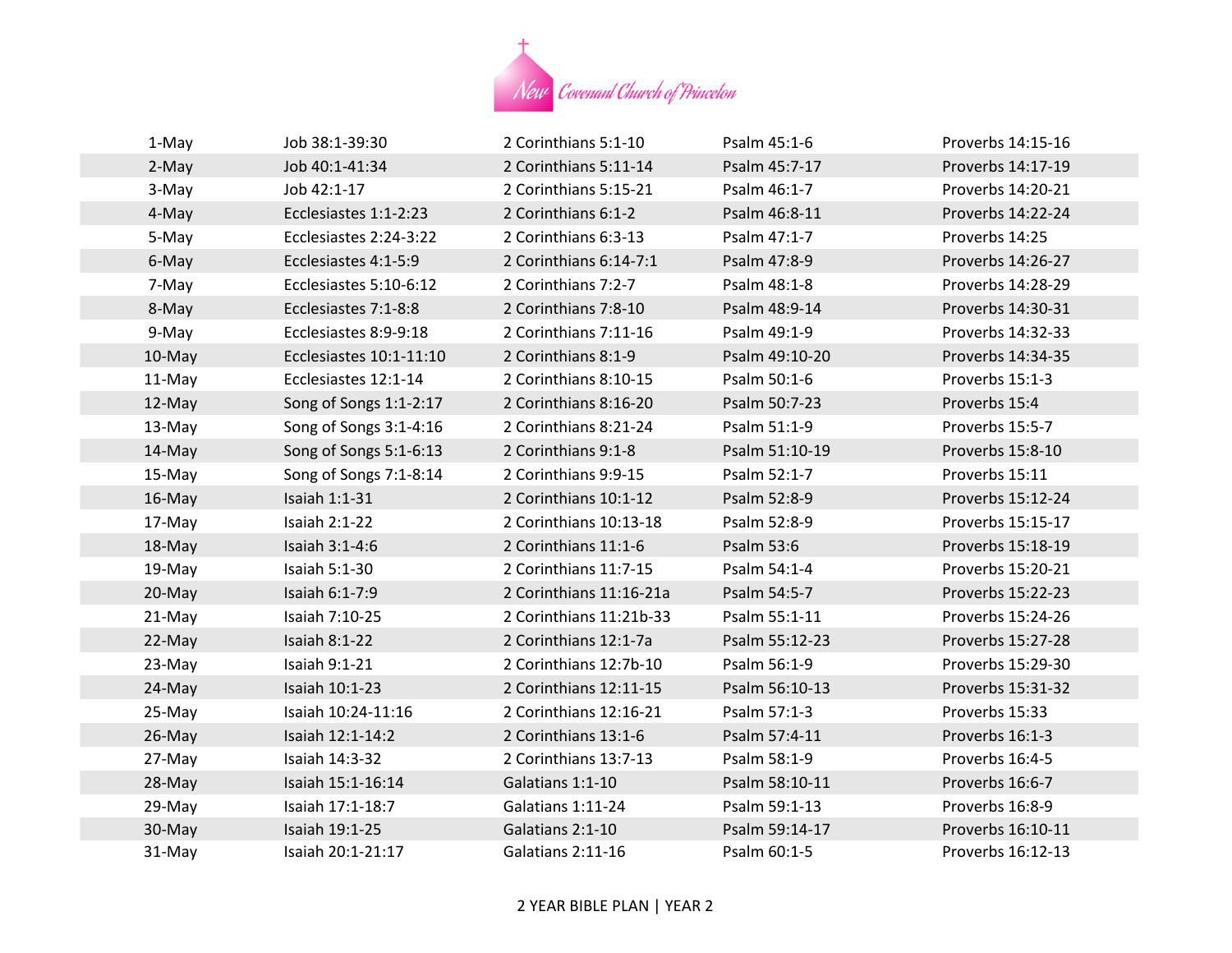New Covenant Church of Princeton

| | | | | |
|---|---|---|---|---|
| 1-May | Job 38:1-39:30 | 2 Corinthians 5:1-10 | Psalm 45:1-6 | Proverbs 14:15-16 |
| 2-May | Job 40:1-41:34 | 2 Corinthians 5:11-14 | Psalm 45:7-17 | Proverbs 14:17-19 |
| 3-May | Job 42:1-17 | 2 Corinthians 5:15-21 | Psalm 46:1-7 | Proverbs 14:20-21 |
| 4-May | Ecclesiastes 1:1-2:23 | 2 Corinthians 6:1-2 | Psalm 46:8-11 | Proverbs 14:22-24 |
| 5-May | Ecclesiastes 2:24-3:22 | 2 Corinthians 6:3-13 | Psalm 47:1-7 | Proverbs 14:25 |
| 6-May | Ecclesiastes 4:1-5:9 | 2 Corinthians 6:14-7:1 | Psalm 47:8-9 | Proverbs 14:26-27 |
| 7-May | Ecclesiastes 5:10-6:12 | 2 Corinthians 7:2-7 | Psalm 48:1-8 | Proverbs 14:28-29 |
| 8-May | Ecclesiastes 7:1-8:8 | 2 Corinthians 7:8-10 | Psalm 48:9-14 | Proverbs 14:30-31 |
| 9-May | Ecclesiastes 8:9-9:18 | 2 Corinthians 7:11-16 | Psalm 49:1-9 | Proverbs 14:32-33 |
| 10-May | Ecclesiastes 10:1-11:10 | 2 Corinthians 8:1-9 | Psalm 49:10-20 | Proverbs 14:34-35 |
| 11-May | Ecclesiastes 12:1-14 | 2 Corinthians 8:10-15 | Psalm 50:1-6 | Proverbs 15:1-3 |
| 12-May | Song of Songs 1:1-2:17 | 2 Corinthians 8:16-20 | Psalm 50:7-23 | Proverbs 15:4 |
| 13-May | Song of Songs 3:1-4:16 | 2 Corinthians 8:21-24 | Psalm 51:1-9 | Proverbs 15:5-7 |
| 14-May | Song of Songs 5:1-6:13 | 2 Corinthians 9:1-8 | Psalm 51:10-19 | Proverbs 15:8-10 |
| 15-May | Song of Songs 7:1-8:14 | 2 Corinthians 9:9-15 | Psalm 52:1-7 | Proverbs 15:11 |
| 16-May | Isaiah 1:1-31 | 2 Corinthians 10:1-12 | Psalm 52:8-9 | Proverbs 15:12-24 |
| 17-May | Isaiah 2:1-22 | 2 Corinthians 10:13-18 | Psalm 52:8-9 | Proverbs 15:15-17 |
| 18-May | Isaiah 3:1-4:6 | 2 Corinthians 11:1-6 | Psalm 53:6 | Proverbs 15:18-19 |
| 19-May | Isaiah 5:1-30 | 2 Corinthians 11:7-15 | Psalm 54:1-4 | Proverbs 15:20-21 |
| 20-May | Isaiah 6:1-7:9 | 2 Corinthians 11:16-21a | Psalm 54:5-7 | Proverbs 15:22-23 |
| 21-May | Isaiah 7:10-25 | 2 Corinthians 11:21b-33 | Psalm 55:1-11 | Proverbs 15:24-26 |
| 22-May | Isaiah 8:1-22 | 2 Corinthians 12:1-7a | Psalm 55:12-23 | Proverbs 15:27-28 |
| 23-May | Isaiah 9:1-21 | 2 Corinthians 12:7b-10 | Psalm 56:1-9 | Proverbs 15:29-30 |
| 24-May | Isaiah 10:1-23 | 2 Corinthians 12:11-15 | Psalm 56:10-13 | Proverbs 15:31-32 |
| 25-May | Isaiah 10:24-11:16 | 2 Corinthians 12:16-21 | Psalm 57:1-3 | Proverbs 15:33 |
| 26-May | Isaiah 12:1-14:2 | 2 Corinthians 13:1-6 | Psalm 57:4-11 | Proverbs 16:1-3 |
| 27-May | Isaiah 14:3-32 | 2 Corinthians 13:7-13 | Psalm 58:1-9 | Proverbs 16:4-5 |
| 28-May | Isaiah 15:1-16:14 | Galatians 1:1-10 | Psalm 58:10-11 | Proverbs 16:6-7 |
| 29-May | Isaiah 17:1-18:7 | Galatians 1:11-24 | Psalm 59:1-13 | Proverbs 16:8-9 |
| 30-May | Isaiah 19:1-25 | Galatians 2:1-10 | Psalm 59:14-17 | Proverbs 16:10-11 |
| 31-May | Isaiah 20:1-21:17 | Galatians 2:11-16 | Psalm 60:1-5 | Proverbs 16:12-13 |

2 YEAR BIBLE PLAN | YEAR 2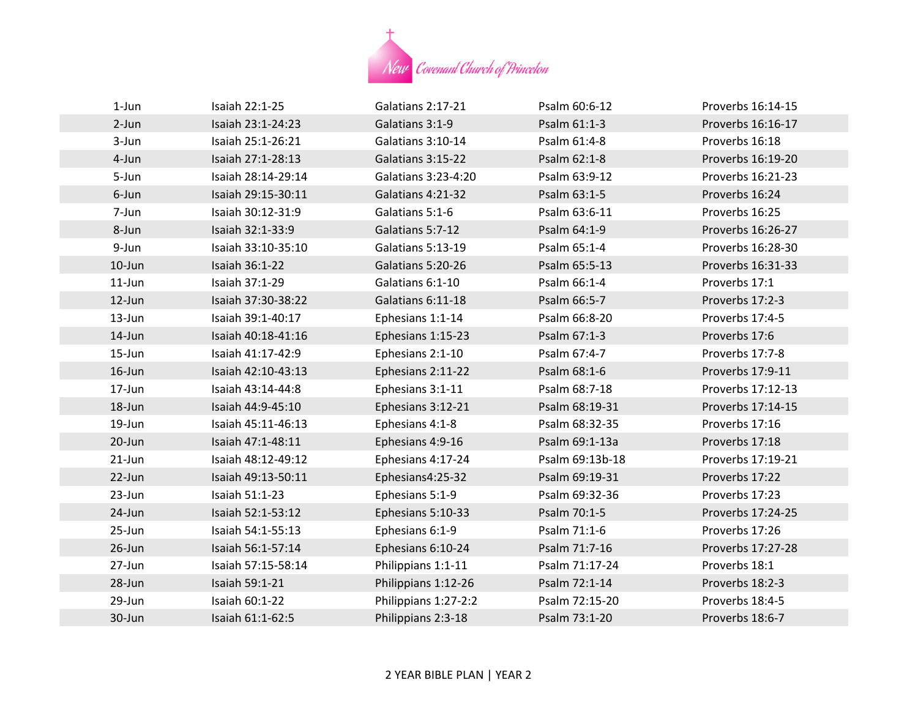New Covenant Church of Princeton

| | | | | |
|---|---|---|---|---|
| 1-Jun | Isaiah 22:1-25 | Galatians 2:17-21 | Psalm 60:6-12 | Proverbs 16:14-15 |
| 2-Jun | Isaiah 23:1-24:23 | Galatians 3:1-9 | Psalm 61:1-3 | Proverbs 16:16-17 |
| 3-Jun | Isaiah 25:1-26:21 | Galatians 3:10-14 | Psalm 61:4-8 | Proverbs 16:18 |
| 4-Jun | Isaiah 27:1-28:13 | Galatians 3:15-22 | Psalm 62:1-8 | Proverbs 16:19-20 |
| 5-Jun | Isaiah 28:14-29:14 | Galatians 3:23-4:20 | Psalm 63:9-12 | Proverbs 16:21-23 |
| 6-Jun | Isaiah 29:15-30:11 | Galatians 4:21-32 | Psalm 63:1-5 | Proverbs 16:24 |
| 7-Jun | Isaiah 30:12-31:9 | Galatians 5:1-6 | Psalm 63:6-11 | Proverbs 16:25 |
| 8-Jun | Isaiah 32:1-33:9 | Galatians 5:7-12 | Psalm 64:1-9 | Proverbs 16:26-27 |
| 9-Jun | Isaiah 33:10-35:10 | Galatians 5:13-19 | Psalm 65:1-4 | Proverbs 16:28-30 |
| 10-Jun | Isaiah 36:1-22 | Galatians 5:20-26 | Psalm 65:5-13 | Proverbs 16:31-33 |
| 11-Jun | Isaiah 37:1-29 | Galatians 6:1-10 | Psalm 66:1-4 | Proverbs 17:1 |
| 12-Jun | Isaiah 37:30-38:22 | Galatians 6:11-18 | Psalm 66:5-7 | Proverbs 17:2-3 |
| 13-Jun | Isaiah 39:1-40:17 | Ephesians 1:1-14 | Psalm 66:8-20 | Proverbs 17:4-5 |
| 14-Jun | Isaiah 40:18-41:16 | Ephesians 1:15-23 | Psalm 67:1-3 | Proverbs 17:6 |
| 15-Jun | Isaiah 41:17-42:9 | Ephesians 2:1-10 | Psalm 67:4-7 | Proverbs 17:7-8 |
| 16-Jun | Isaiah 42:10-43:13 | Ephesians 2:11-22 | Psalm 68:1-6 | Proverbs 17:9-11 |
| 17-Jun | Isaiah 43:14-44:8 | Ephesians 3:1-11 | Psalm 68:7-18 | Proverbs 17:12-13 |
| 18-Jun | Isaiah 44:9-45:10 | Ephesians 3:12-21 | Psalm 68:19-31 | Proverbs 17:14-15 |
| 19-Jun | Isaiah 45:11-46:13 | Ephesians 4:1-8 | Psalm 68:32-35 | Proverbs 17:16 |
| 20-Jun | Isaiah 47:1-48:11 | Ephesians 4:9-16 | Psalm 69:1-13a | Proverbs 17:18 |
| 21-Jun | Isaiah 48:12-49:12 | Ephesians 4:17-24 | Psalm 69:13b-18 | Proverbs 17:19-21 |
| 22-Jun | Isaiah 49:13-50:11 | Ephesians4:25-32 | Psalm 69:19-31 | Proverbs 17:22 |
| 23-Jun | Isaiah 51:1-23 | Ephesians 5:1-9 | Psalm 69:32-36 | Proverbs 17:23 |
| 24-Jun | Isaiah 52:1-53:12 | Ephesians 5:10-33 | Psalm 70:1-5 | Proverbs 17:24-25 |
| 25-Jun | Isaiah 54:1-55:13 | Ephesians 6:1-9 | Psalm 71:1-6 | Proverbs 17:26 |
| 26-Jun | Isaiah 56:1-57:14 | Ephesians 6:10-24 | Psalm 71:7-16 | Proverbs 17:27-28 |
| 27-Jun | Isaiah 57:15-58:14 | Philippians 1:1-11 | Psalm 71:17-24 | Proverbs 18:1 |
| 28-Jun | Isaiah 59:1-21 | Philippians 1:12-26 | Psalm 72:1-14 | Proverbs 18:2-3 |
| 29-Jun | Isaiah 60:1-22 | Philippians 1:27-2:2 | Psalm 72:15-20 | Proverbs 18:4-5 |
| 30-Jun | Isaiah 61:1-62:5 | Philippians 2:3-18 | Psalm 73:1-20 | Proverbs 18:6-7 |

2 YEAR BIBLE PLAN | YEAR 2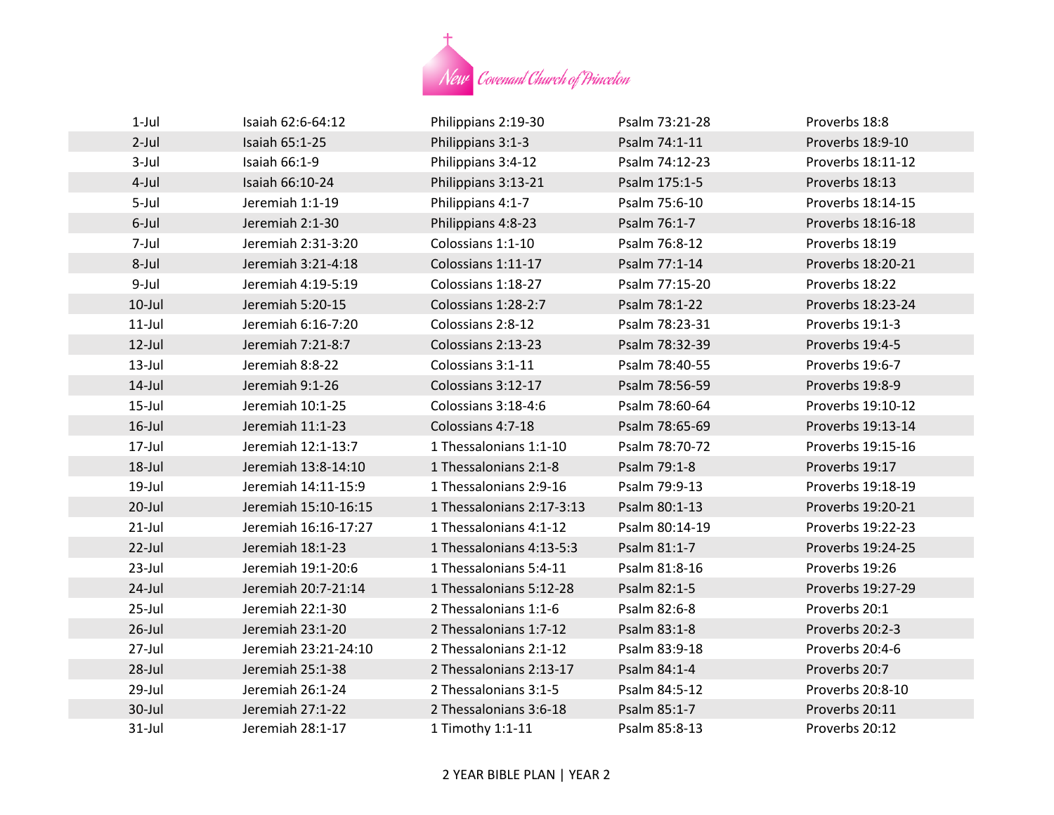| | | | | |
|---|---|---|---|---|
| 1-Jul | Isaiah 62:6-64:12 | Philippians 2:19-30 | Psalm 73:21-28 | Proverbs 18:8 |
| 2-Jul | Isaiah 65:1-25 | Philippians 3:1-3 | Psalm 74:1-11 | Proverbs 18:9-10 |
| 3-Jul | Isaiah 66:1-9 | Philippians 3:4-12 | Psalm 74:12-23 | Proverbs 18:11-12 |
| 4-Jul | Isaiah 66:10-24 | Philippians 3:13-21 | Psalm 175:1-5 | Proverbs 18:13 |
| 5-Jul | Jeremiah 1:1-19 | Philippians 4:1-7 | Psalm 75:6-10 | Proverbs 18:14-15 |
| 6-Jul | Jeremiah 2:1-30 | Philippians 4:8-23 | Psalm 76:1-7 | Proverbs 18:16-18 |
| 7-Jul | Jeremiah 2:31-3:20 | Colossians 1:1-10 | Psalm 76:8-12 | Proverbs 18:19 |
| 8-Jul | Jeremiah 3:21-4:18 | Colossians 1:11-17 | Psalm 77:1-14 | Proverbs 18:20-21 |
| 9-Jul | Jeremiah 4:19-5:19 | Colossians 1:18-27 | Psalm 77:15-20 | Proverbs 18:22 |
| 10-Jul | Jeremiah 5:20-15 | Colossians 1:28-2:7 | Psalm 78:1-22 | Proverbs 18:23-24 |
| 11-Jul | Jeremiah 6:16-7:20 | Colossians 2:8-12 | Psalm 78:23-31 | Proverbs 19:1-3 |
| 12-Jul | Jeremiah 7:21-8:7 | Colossians 2:13-23 | Psalm 78:32-39 | Proverbs 19:4-5 |
| 13-Jul | Jeremiah 8:8-22 | Colossians 3:1-11 | Psalm 78:40-55 | Proverbs 19:6-7 |
| 14-Jul | Jeremiah 9:1-26 | Colossians 3:12-17 | Psalm 78:56-59 | Proverbs 19:8-9 |
| 15-Jul | Jeremiah 10:1-25 | Colossians 3:18-4:6 | Psalm 78:60-64 | Proverbs 19:10-12 |
| 16-Jul | Jeremiah 11:1-23 | Colossians 4:7-18 | Psalm 78:65-69 | Proverbs 19:13-14 |
| 17-Jul | Jeremiah 12:1-13:7 | 1 Thessalonians 1:1-10 | Psalm 78:70-72 | Proverbs 19:15-16 |
| 18-Jul | Jeremiah 13:8-14:10 | 1 Thessalonians 2:1-8 | Psalm 79:1-8 | Proverbs 19:17 |
| 19-Jul | Jeremiah 14:11-15:9 | 1 Thessalonians 2:9-16 | Psalm 79:9-13 | Proverbs 19:18-19 |
| 20-Jul | Jeremiah 15:10-16:15 | 1 Thessalonians 2:17-3:13 | Psalm 80:1-13 | Proverbs 19:20-21 |
| 21-Jul | Jeremiah 16:16-17:27 | 1 Thessalonians 4:1-12 | Psalm 80:14-19 | Proverbs 19:22-23 |
| 22-Jul | Jeremiah 18:1-23 | 1 Thessalonians 4:13-5:3 | Psalm 81:1-7 | Proverbs 19:24-25 |
| 23-Jul | Jeremiah 19:1-20:6 | 1 Thessalonians 5:4-11 | Psalm 81:8-16 | Proverbs 19:26 |
| 24-Jul | Jeremiah 20:7-21:14 | 1 Thessalonians 5:12-28 | Psalm 82:1-5 | Proverbs 19:27-29 |
| 25-Jul | Jeremiah 22:1-30 | 2 Thessalonians 1:1-6 | Psalm 82:6-8 | Proverbs 20:1 |
| 26-Jul | Jeremiah 23:1-20 | 2 Thessalonians 1:7-12 | Psalm 83:1-8 | Proverbs 20:2-3 |
| 27-Jul | Jeremiah 23:21-24:10 | 2 Thessalonians 2:1-12 | Psalm 83:9-18 | Proverbs 20:4-6 |
| 28-Jul | Jeremiah 25:1-38 | 2 Thessalonians 2:13-17 | Psalm 84:1-4 | Proverbs 20:7 |
| 29-Jul | Jeremiah 26:1-24 | 2 Thessalonians 3:1-5 | Psalm 84:5-12 | Proverbs 20:8-10 |
| 30-Jul | Jeremiah 27:1-22 | 2 Thessalonians 3:6-18 | Psalm 85:1-7 | Proverbs 20:11 |
| 31-Jul | Jeremiah 28:1-17 | 1 Timothy 1:1-11 | Psalm 85:8-13 | Proverbs 20:12 |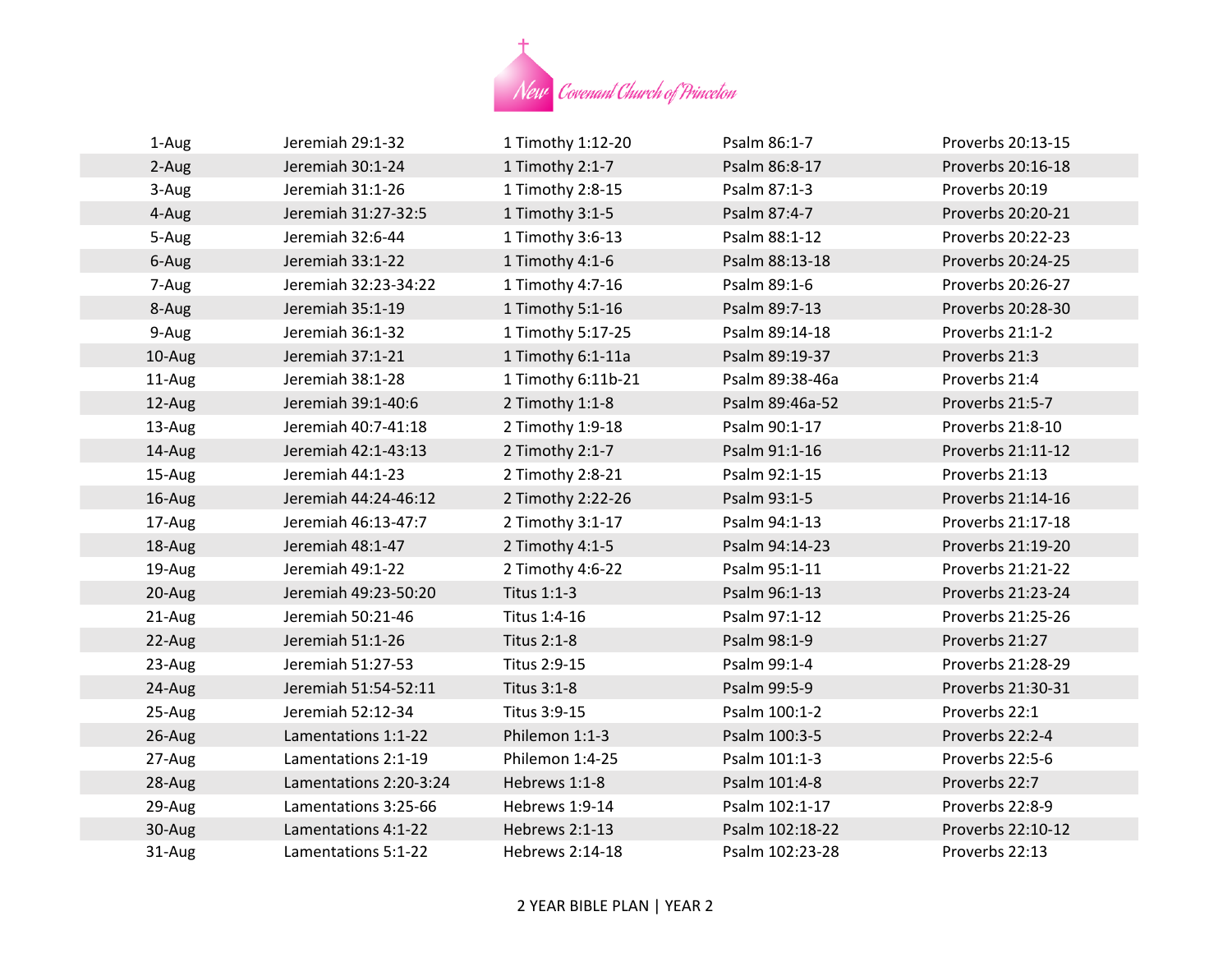New Covenant Church of Princeton

| | | | | |
|---|---|---|---|---|
| 1-Aug | Jeremiah 29:1-32 | 1 Timothy 1:12-20 | Psalm 86:1-7 | Proverbs 20:13-15 |
| 2-Aug | Jeremiah 30:1-24 | 1 Timothy 2:1-7 | Psalm 86:8-17 | Proverbs 20:16-18 |
| 3-Aug | Jeremiah 31:1-26 | 1 Timothy 2:8-15 | Psalm 87:1-3 | Proverbs 20:19 |
| 4-Aug | Jeremiah 31:27-32:5 | 1 Timothy 3:1-5 | Psalm 87:4-7 | Proverbs 20:20-21 |
| 5-Aug | Jeremiah 32:6-44 | 1 Timothy 3:6-13 | Psalm 88:1-12 | Proverbs 20:22-23 |
| 6-Aug | Jeremiah 33:1-22 | 1 Timothy 4:1-6 | Psalm 88:13-18 | Proverbs 20:24-25 |
| 7-Aug | Jeremiah 32:23-34:22 | 1 Timothy 4:7-16 | Psalm 89:1-6 | Proverbs 20:26-27 |
| 8-Aug | Jeremiah 35:1-19 | 1 Timothy 5:1-16 | Psalm 89:7-13 | Proverbs 20:28-30 |
| 9-Aug | Jeremiah 36:1-32 | 1 Timothy 5:17-25 | Psalm 89:14-18 | Proverbs 21:1-2 |
| 10-Aug | Jeremiah 37:1-21 | 1 Timothy 6:1-11a | Psalm 89:19-37 | Proverbs 21:3 |
| 11-Aug | Jeremiah 38:1-28 | 1 Timothy 6:11b-21 | Psalm 89:38-46a | Proverbs 21:4 |
| 12-Aug | Jeremiah 39:1-40:6 | 2 Timothy 1:1-8 | Psalm 89:46a-52 | Proverbs 21:5-7 |
| 13-Aug | Jeremiah 40:7-41:18 | 2 Timothy 1:9-18 | Psalm 90:1-17 | Proverbs 21:8-10 |
| 14-Aug | Jeremiah 42:1-43:13 | 2 Timothy 2:1-7 | Psalm 91:1-16 | Proverbs 21:11-12 |
| 15-Aug | Jeremiah 44:1-23 | 2 Timothy 2:8-21 | Psalm 92:1-15 | Proverbs 21:13 |
| 16-Aug | Jeremiah 44:24-46:12 | 2 Timothy 2:22-26 | Psalm 93:1-5 | Proverbs 21:14-16 |
| 17-Aug | Jeremiah 46:13-47:7 | 2 Timothy 3:1-17 | Psalm 94:1-13 | Proverbs 21:17-18 |
| 18-Aug | Jeremiah 48:1-47 | 2 Timothy 4:1-5 | Psalm 94:14-23 | Proverbs 21:19-20 |
| 19-Aug | Jeremiah 49:1-22 | 2 Timothy 4:6-22 | Psalm 95:1-11 | Proverbs 21:21-22 |
| 20-Aug | Jeremiah 49:23-50:20 | Titus 1:1-3 | Psalm 96:1-13 | Proverbs 21:23-24 |
| 21-Aug | Jeremiah 50:21-46 | Titus 1:4-16 | Psalm 97:1-12 | Proverbs 21:25-26 |
| 22-Aug | Jeremiah 51:1-26 | Titus 2:1-8 | Psalm 98:1-9 | Proverbs 21:27 |
| 23-Aug | Jeremiah 51:27-53 | Titus 2:9-15 | Psalm 99:1-4 | Proverbs 21:28-29 |
| 24-Aug | Jeremiah 51:54-52:11 | Titus 3:1-8 | Psalm 99:5-9 | Proverbs 21:30-31 |
| 25-Aug | Jeremiah 52:12-34 | Titus 3:9-15 | Psalm 100:1-2 | Proverbs 22:1 |
| 26-Aug | Lamentations 1:1-22 | Philemon 1:1-3 | Psalm 100:3-5 | Proverbs 22:2-4 |
| 27-Aug | Lamentations 2:1-19 | Philemon 1:4-25 | Psalm 101:1-3 | Proverbs 22:5-6 |
| 28-Aug | Lamentations 2:20-3:24 | Hebrews 1:1-8 | Psalm 101:4-8 | Proverbs 22:7 |
| 29-Aug | Lamentations 3:25-66 | Hebrews 1:9-14 | Psalm 102:1-17 | Proverbs 22:8-9 |
| 30-Aug | Lamentations 4:1-22 | Hebrews 2:1-13 | Psalm 102:18-22 | Proverbs 22:10-12 |
| 31-Aug | Lamentations 5:1-22 | Hebrews 2:14-18 | Psalm 102:23-28 | Proverbs 22:13 |

2 YEAR BIBLE PLAN | YEAR 2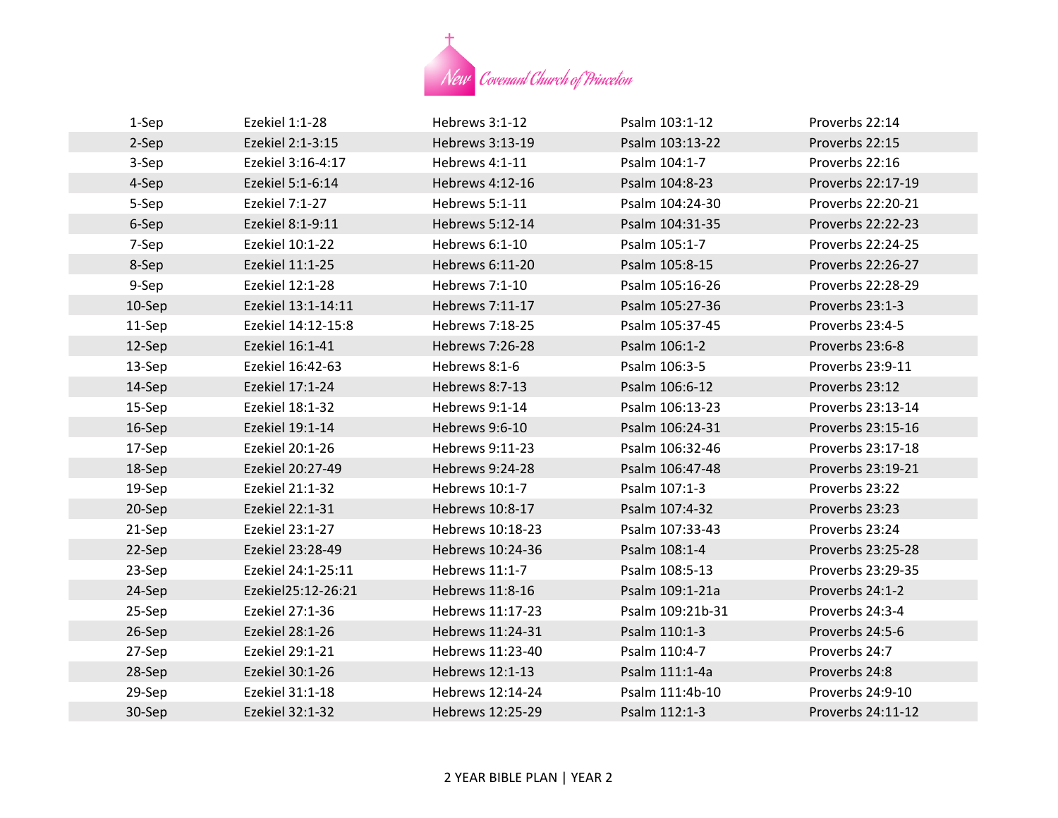| | | | | |
|---|---|---|---|---|
| 1-Sep | Ezekiel 1:1-28 | Hebrews 3:1-12 | Psalm 103:1-12 | Proverbs 22:14 |
| 2-Sep | Ezekiel 2:1-3:15 | Hebrews 3:13-19 | Psalm 103:13-22 | Proverbs 22:15 |
| 3-Sep | Ezekiel 3:16-4:17 | Hebrews 4:1-11 | Psalm 104:1-7 | Proverbs 22:16 |
| 4-Sep | Ezekiel 5:1-6:14 | Hebrews 4:12-16 | Psalm 104:8-23 | Proverbs 22:17-19 |
| 5-Sep | Ezekiel 7:1-27 | Hebrews 5:1-11 | Psalm 104:24-30 | Proverbs 22:20-21 |
| 6-Sep | Ezekiel 8:1-9:11 | Hebrews 5:12-14 | Psalm 104:31-35 | Proverbs 22:22-23 |
| 7-Sep | Ezekiel 10:1-22 | Hebrews 6:1-10 | Psalm 105:1-7 | Proverbs 22:24-25 |
| 8-Sep | Ezekiel 11:1-25 | Hebrews 6:11-20 | Psalm 105:8-15 | Proverbs 22:26-27 |
| 9-Sep | Ezekiel 12:1-28 | Hebrews 7:1-10 | Psalm 105:16-26 | Proverbs 22:28-29 |
| 10-Sep | Ezekiel 13:1-14:11 | Hebrews 7:11-17 | Psalm 105:27-36 | Proverbs 23:1-3 |
| 11-Sep | Ezekiel 14:12-15:8 | Hebrews 7:18-25 | Psalm 105:37-45 | Proverbs 23:4-5 |
| 12-Sep | Ezekiel 16:1-41 | Hebrews 7:26-28 | Psalm 106:1-2 | Proverbs 23:6-8 |
| 13-Sep | Ezekiel 16:42-63 | Hebrews 8:1-6 | Psalm 106:3-5 | Proverbs 23:9-11 |
| 14-Sep | Ezekiel 17:1-24 | Hebrews 8:7-13 | Psalm 106:6-12 | Proverbs 23:12 |
| 15-Sep | Ezekiel 18:1-32 | Hebrews 9:1-14 | Psalm 106:13-23 | Proverbs 23:13-14 |
| 16-Sep | Ezekiel 19:1-14 | Hebrews 9:6-10 | Psalm 106:24-31 | Proverbs 23:15-16 |
| 17-Sep | Ezekiel 20:1-26 | Hebrews 9:11-23 | Psalm 106:32-46 | Proverbs 23:17-18 |
| 18-Sep | Ezekiel 20:27-49 | Hebrews 9:24-28 | Psalm 106:47-48 | Proverbs 23:19-21 |
| 19-Sep | Ezekiel 21:1-32 | Hebrews 10:1-7 | Psalm 107:1-3 | Proverbs 23:22 |
| 20-Sep | Ezekiel 22:1-31 | Hebrews 10:8-17 | Psalm 107:4-32 | Proverbs 23:23 |
| 21-Sep | Ezekiel 23:1-27 | Hebrews 10:18-23 | Psalm 107:33-43 | Proverbs 23:24 |
| 22-Sep | Ezekiel 23:28-49 | Hebrews 10:24-36 | Psalm 108:1-4 | Proverbs 23:25-28 |
| 23-Sep | Ezekiel 24:1-25:11 | Hebrews 11:1-7 | Psalm 108:5-13 | Proverbs 23:29-35 |
| 24-Sep | Ezekiel25:12-26:21 | Hebrews 11:8-16 | Psalm 109:1-21a | Proverbs 24:1-2 |
| 25-Sep | Ezekiel 27:1-36 | Hebrews 11:17-23 | Psalm 109:21b-31 | Proverbs 24:3-4 |
| 26-Sep | Ezekiel 28:1-26 | Hebrews 11:24-31 | Psalm 110:1-3 | Proverbs 24:5-6 |
| 27-Sep | Ezekiel 29:1-21 | Hebrews 11:23-40 | Psalm 110:4-7 | Proverbs 24:7 |
| 28-Sep | Ezekiel 30:1-26 | Hebrews 12:1-13 | Psalm 111:1-4a | Proverbs 24:8 |
| 29-Sep | Ezekiel 31:1-18 | Hebrews 12:14-24 | Psalm 111:4b-10 | Proverbs 24:9-10 |
| 30-Sep | Ezekiel 32:1-32 | Hebrews 12:25-29 | Psalm 112:1-3 | Proverbs 24:11-12 |

2 YEAR BIBLE PLAN | YEAR 2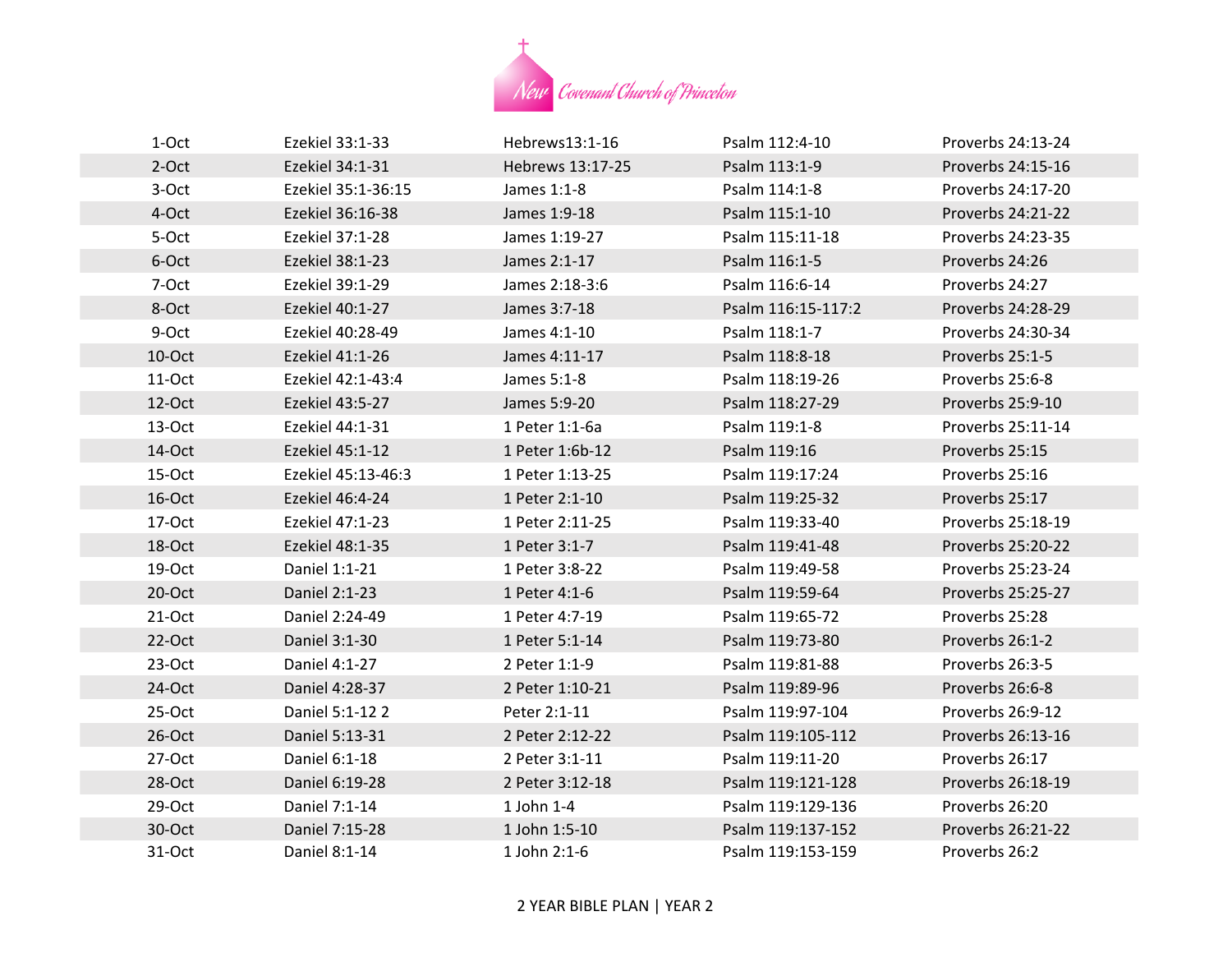New Covenant Church of Princeton

| | | | | |
|---|---|---|---|---|
| 1-Oct | Ezekiel 33:1-33 | Hebrews13:1-16 | Psalm 112:4-10 | Proverbs 24:13-24 |
| 2-Oct | Ezekiel 34:1-31 | Hebrews 13:17-25 | Psalm 113:1-9 | Proverbs 24:15-16 |
| 3-Oct | Ezekiel 35:1-36:15 | James 1:1-8 | Psalm 114:1-8 | Proverbs 24:17-20 |
| 4-Oct | Ezekiel 36:16-38 | James 1:9-18 | Psalm 115:1-10 | Proverbs 24:21-22 |
| 5-Oct | Ezekiel 37:1-28 | James 1:19-27 | Psalm 115:11-18 | Proverbs 24:23-35 |
| 6-Oct | Ezekiel 38:1-23 | James 2:1-17 | Psalm 116:1-5 | Proverbs 24:26 |
| 7-Oct | Ezekiel 39:1-29 | James 2:18-3:6 | Psalm 116:6-14 | Proverbs 24:27 |
| 8-Oct | Ezekiel 40:1-27 | James 3:7-18 | Psalm 116:15-117:2 | Proverbs 24:28-29 |
| 9-Oct | Ezekiel 40:28-49 | James 4:1-10 | Psalm 118:1-7 | Proverbs 24:30-34 |
| 10-Oct | Ezekiel 41:1-26 | James 4:11-17 | Psalm 118:8-18 | Proverbs 25:1-5 |
| 11-Oct | Ezekiel 42:1-43:4 | James 5:1-8 | Psalm 118:19-26 | Proverbs 25:6-8 |
| 12-Oct | Ezekiel 43:5-27 | James 5:9-20 | Psalm 118:27-29 | Proverbs 25:9-10 |
| 13-Oct | Ezekiel 44:1-31 | 1 Peter 1:1-6a | Psalm 119:1-8 | Proverbs 25:11-14 |
| 14-Oct | Ezekiel 45:1-12 | 1 Peter 1:6b-12 | Psalm 119:16 | Proverbs 25:15 |
| 15-Oct | Ezekiel 45:13-46:3 | 1 Peter 1:13-25 | Psalm 119:17:24 | Proverbs 25:16 |
| 16-Oct | Ezekiel 46:4-24 | 1 Peter 2:1-10 | Psalm 119:25-32 | Proverbs 25:17 |
| 17-Oct | Ezekiel 47:1-23 | 1 Peter 2:11-25 | Psalm 119:33-40 | Proverbs 25:18-19 |
| 18-Oct | Ezekiel 48:1-35 | 1 Peter 3:1-7 | Psalm 119:41-48 | Proverbs 25:20-22 |
| 19-Oct | Daniel 1:1-21 | 1 Peter 3:8-22 | Psalm 119:49-58 | Proverbs 25:23-24 |
| 20-Oct | Daniel 2:1-23 | 1 Peter 4:1-6 | Psalm 119:59-64 | Proverbs 25:25-27 |
| 21-Oct | Daniel 2:24-49 | 1 Peter 4:7-19 | Psalm 119:65-72 | Proverbs 25:28 |
| 22-Oct | Daniel 3:1-30 | 1 Peter 5:1-14 | Psalm 119:73-80 | Proverbs 26:1-2 |
| 23-Oct | Daniel 4:1-27 | 2 Peter 1:1-9 | Psalm 119:81-88 | Proverbs 26:3-5 |
| 24-Oct | Daniel 4:28-37 | 2 Peter 1:10-21 | Psalm 119:89-96 | Proverbs 26:6-8 |
| 25-Oct | Daniel 5:1-12 2 | Peter 2:1-11 | Psalm 119:97-104 | Proverbs 26:9-12 |
| 26-Oct | Daniel 5:13-31 | 2 Peter 2:12-22 | Psalm 119:105-112 | Proverbs 26:13-16 |
| 27-Oct | Daniel 6:1-18 | 2 Peter 3:1-11 | Psalm 119:11-20 | Proverbs 26:17 |
| 28-Oct | Daniel 6:19-28 | 2 Peter 3:12-18 | Psalm 119:121-128 | Proverbs 26:18-19 |
| 29-Oct | Daniel 7:1-14 | 1 John 1-4 | Psalm 119:129-136 | Proverbs 26:20 |
| 30-Oct | Daniel 7:15-28 | 1 John 1:5-10 | Psalm 119:137-152 | Proverbs 26:21-22 |
| 31-Oct | Daniel 8:1-14 | 1 John 2:1-6 | Psalm 119:153-159 | Proverbs 26:2 |

2 YEAR BIBLE PLAN | YEAR 2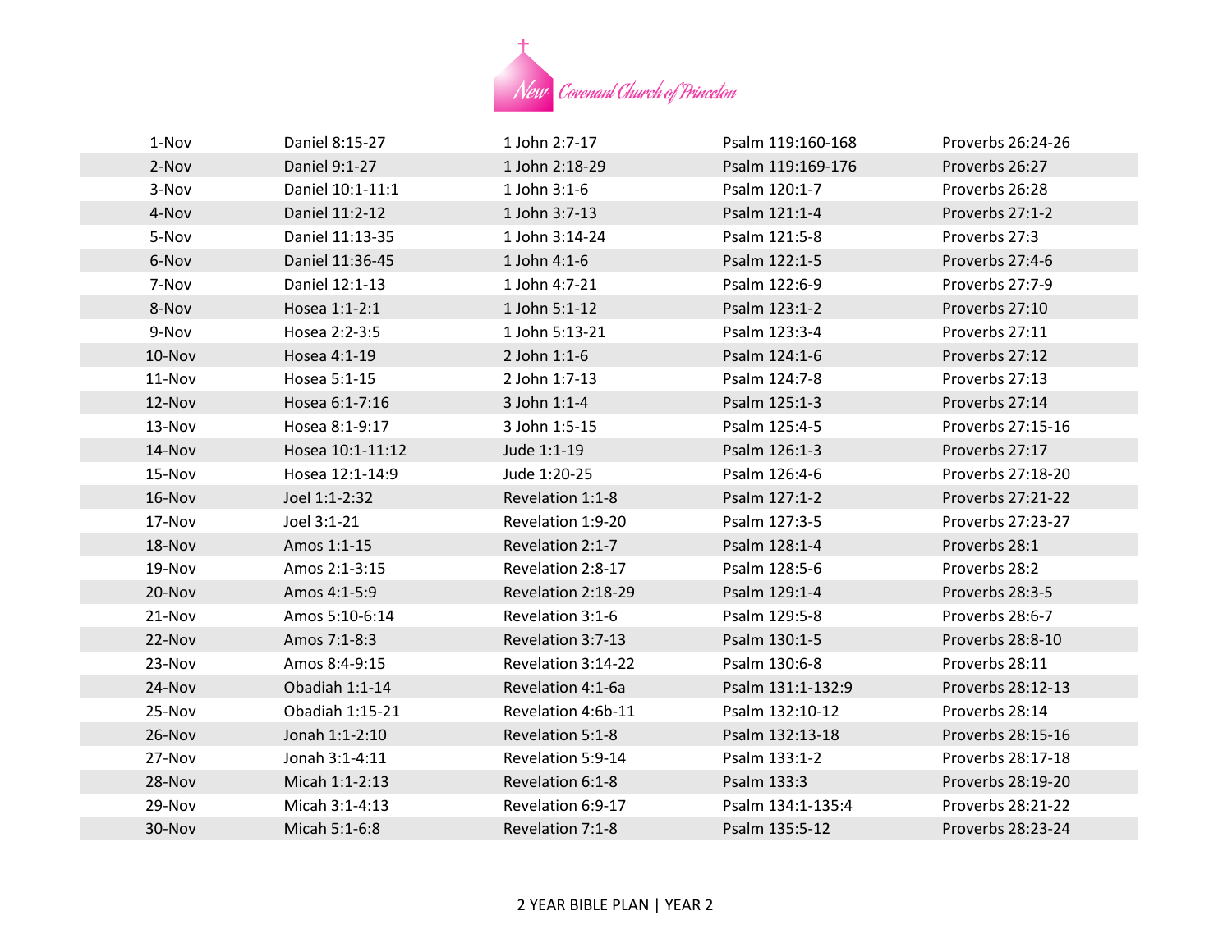New Covenant Church of Princeton

| | | | | |
|---|---|---|---|---|
| 1-Nov | Daniel 8:15-27 | 1 John 2:7-17 | Psalm 119:160-168 | Proverbs 26:24-26 |
| 2-Nov | Daniel 9:1-27 | 1 John 2:18-29 | Psalm 119:169-176 | Proverbs 26:27 |
| 3-Nov | Daniel 10:1-11:1 | 1 John 3:1-6 | Psalm 120:1-7 | Proverbs 26:28 |
| 4-Nov | Daniel 11:2-12 | 1 John 3:7-13 | Psalm 121:1-4 | Proverbs 27:1-2 |
| 5-Nov | Daniel 11:13-35 | 1 John 3:14-24 | Psalm 121:5-8 | Proverbs 27:3 |
| 6-Nov | Daniel 11:36-45 | 1 John 4:1-6 | Psalm 122:1-5 | Proverbs 27:4-6 |
| 7-Nov | Daniel 12:1-13 | 1 John 4:7-21 | Psalm 122:6-9 | Proverbs 27:7-9 |
| 8-Nov | Hosea 1:1-2:1 | 1 John 5:1-12 | Psalm 123:1-2 | Proverbs 27:10 |
| 9-Nov | Hosea 2:2-3:5 | 1 John 5:13-21 | Psalm 123:3-4 | Proverbs 27:11 |
| 10-Nov | Hosea 4:1-19 | 2 John 1:1-6 | Psalm 124:1-6 | Proverbs 27:12 |
| 11-Nov | Hosea 5:1-15 | 2 John 1:7-13 | Psalm 124:7-8 | Proverbs 27:13 |
| 12-Nov | Hosea 6:1-7:16 | 3 John 1:1-4 | Psalm 125:1-3 | Proverbs 27:14 |
| 13-Nov | Hosea 8:1-9:17 | 3 John 1:5-15 | Psalm 125:4-5 | Proverbs 27:15-16 |
| 14-Nov | Hosea 10:1-11:12 | Jude 1:1-19 | Psalm 126:1-3 | Proverbs 27:17 |
| 15-Nov | Hosea 12:1-14:9 | Jude 1:20-25 | Psalm 126:4-6 | Proverbs 27:18-20 |
| 16-Nov | Joel 1:1-2:32 | Revelation 1:1-8 | Psalm 127:1-2 | Proverbs 27:21-22 |
| 17-Nov | Joel 3:1-21 | Revelation 1:9-20 | Psalm 127:3-5 | Proverbs 27:23-27 |
| 18-Nov | Amos 1:1-15 | Revelation 2:1-7 | Psalm 128:1-4 | Proverbs 28:1 |
| 19-Nov | Amos 2:1-3:15 | Revelation 2:8-17 | Psalm 128:5-6 | Proverbs 28:2 |
| 20-Nov | Amos 4:1-5:9 | Revelation 2:18-29 | Psalm 129:1-4 | Proverbs 28:3-5 |
| 21-Nov | Amos 5:10-6:14 | Revelation 3:1-6 | Psalm 129:5-8 | Proverbs 28:6-7 |
| 22-Nov | Amos 7:1-8:3 | Revelation 3:7-13 | Psalm 130:1-5 | Proverbs 28:8-10 |
| 23-Nov | Amos 8:4-9:15 | Revelation 3:14-22 | Psalm 130:6-8 | Proverbs 28:11 |
| 24-Nov | Obadiah 1:1-14 | Revelation 4:1-6a | Psalm 131:1-132:9 | Proverbs 28:12-13 |
| 25-Nov | Obadiah 1:15-21 | Revelation 4:6b-11 | Psalm 132:10-12 | Proverbs 28:14 |
| 26-Nov | Jonah 1:1-2:10 | Revelation 5:1-8 | Psalm 132:13-18 | Proverbs 28:15-16 |
| 27-Nov | Jonah 3:1-4:11 | Revelation 5:9-14 | Psalm 133:1-2 | Proverbs 28:17-18 |
| 28-Nov | Micah 1:1-2:13 | Revelation 6:1-8 | Psalm 133:3 | Proverbs 28:19-20 |
| 29-Nov | Micah 3:1-4:13 | Revelation 6:9-17 | Psalm 134:1-135:4 | Proverbs 28:21-22 |
| 30-Nov | Micah 5:1-6:8 | Revelation 7:1-8 | Psalm 135:5-12 | Proverbs 28:23-24 |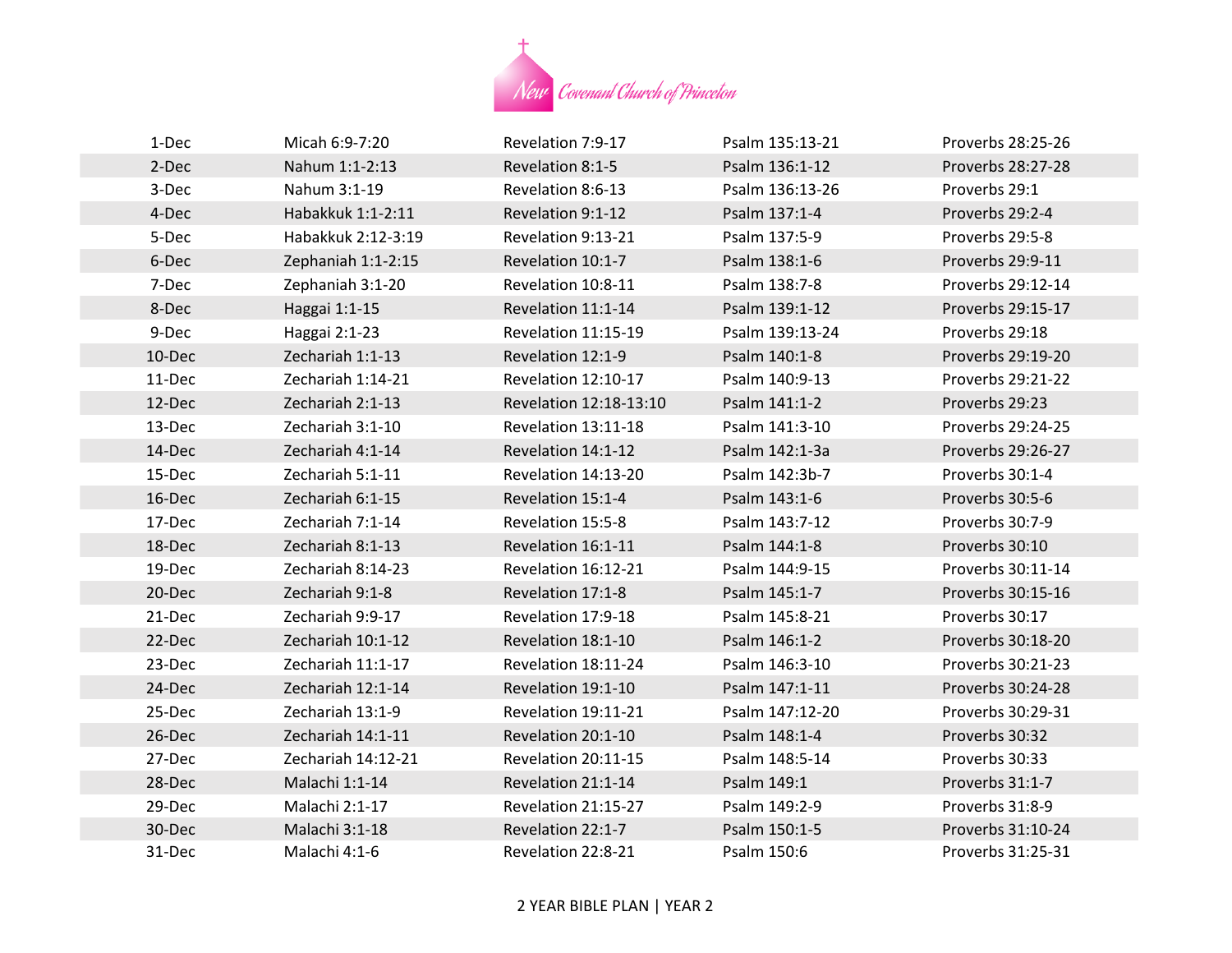| | | | | |
|---|---|---|---|---|
| 1-Dec | Micah 6:9-7:20 | Revelation 7:9-17 | Psalm 135:13-21 | Proverbs 28:25-26 |
| 2-Dec | Nahum 1:1-2:13 | Revelation 8:1-5 | Psalm 136:1-12 | Proverbs 28:27-28 |
| 3-Dec | Nahum 3:1-19 | Revelation 8:6-13 | Psalm 136:13-26 | Proverbs 29:1 |
| 4-Dec | Habakkuk 1:1-2:11 | Revelation 9:1-12 | Psalm 137:1-4 | Proverbs 29:2-4 |
| 5-Dec | Habakkuk 2:12-3:19 | Revelation 9:13-21 | Psalm 137:5-9 | Proverbs 29:5-8 |
| 6-Dec | Zephaniah 1:1-2:15 | Revelation 10:1-7 | Psalm 138:1-6 | Proverbs 29:9-11 |
| 7-Dec | Zephaniah 3:1-20 | Revelation 10:8-11 | Psalm 138:7-8 | Proverbs 29:12-14 |
| 8-Dec | Haggai 1:1-15 | Revelation 11:1-14 | Psalm 139:1-12 | Proverbs 29:15-17 |
| 9-Dec | Haggai 2:1-23 | Revelation 11:15-19 | Psalm 139:13-24 | Proverbs 29:18 |
| 10-Dec | Zechariah 1:1-13 | Revelation 12:1-9 | Psalm 140:1-8 | Proverbs 29:19-20 |
| 11-Dec | Zechariah 1:14-21 | Revelation 12:10-17 | Psalm 140:9-13 | Proverbs 29:21-22 |
| 12-Dec | Zechariah 2:1-13 | Revelation 12:18-13:10 | Psalm 141:1-2 | Proverbs 29:23 |
| 13-Dec | Zechariah 3:1-10 | Revelation 13:11-18 | Psalm 141:3-10 | Proverbs 29:24-25 |
| 14-Dec | Zechariah 4:1-14 | Revelation 14:1-12 | Psalm 142:1-3a | Proverbs 29:26-27 |
| 15-Dec | Zechariah 5:1-11 | Revelation 14:13-20 | Psalm 142:3b-7 | Proverbs 30:1-4 |
| 16-Dec | Zechariah 6:1-15 | Revelation 15:1-4 | Psalm 143:1-6 | Proverbs 30:5-6 |
| 17-Dec | Zechariah 7:1-14 | Revelation 15:5-8 | Psalm 143:7-12 | Proverbs 30:7-9 |
| 18-Dec | Zechariah 8:1-13 | Revelation 16:1-11 | Psalm 144:1-8 | Proverbs 30:10 |
| 19-Dec | Zechariah 8:14-23 | Revelation 16:12-21 | Psalm 144:9-15 | Proverbs 30:11-14 |
| 20-Dec | Zechariah 9:1-8 | Revelation 17:1-8 | Psalm 145:1-7 | Proverbs 30:15-16 |
| 21-Dec | Zechariah 9:9-17 | Revelation 17:9-18 | Psalm 145:8-21 | Proverbs 30:17 |
| 22-Dec | Zechariah 10:1-12 | Revelation 18:1-10 | Psalm 146:1-2 | Proverbs 30:18-20 |
| 23-Dec | Zechariah 11:1-17 | Revelation 18:11-24 | Psalm 146:3-10 | Proverbs 30:21-23 |
| 24-Dec | Zechariah 12:1-14 | Revelation 19:1-10 | Psalm 147:1-11 | Proverbs 30:24-28 |
| 25-Dec | Zechariah 13:1-9 | Revelation 19:11-21 | Psalm 147:12-20 | Proverbs 30:29-31 |
| 26-Dec | Zechariah 14:1-11 | Revelation 20:1-10 | Psalm 148:1-4 | Proverbs 30:32 |
| 27-Dec | Zechariah 14:12-21 | Revelation 20:11-15 | Psalm 148:5-14 | Proverbs 30:33 |
| 28-Dec | Malachi 1:1-14 | Revelation 21:1-14 | Psalm 149:1 | Proverbs 31:1-7 |
| 29-Dec | Malachi 2:1-17 | Revelation 21:15-27 | Psalm 149:2-9 | Proverbs 31:8-9 |
| 30-Dec | Malachi 3:1-18 | Revelation 22:1-7 | Psalm 150:1-5 | Proverbs 31:10-24 |
| 31-Dec | Malachi 4:1-6 | Revelation 22:8-21 | Psalm 150:6 | Proverbs 31:25-31 |